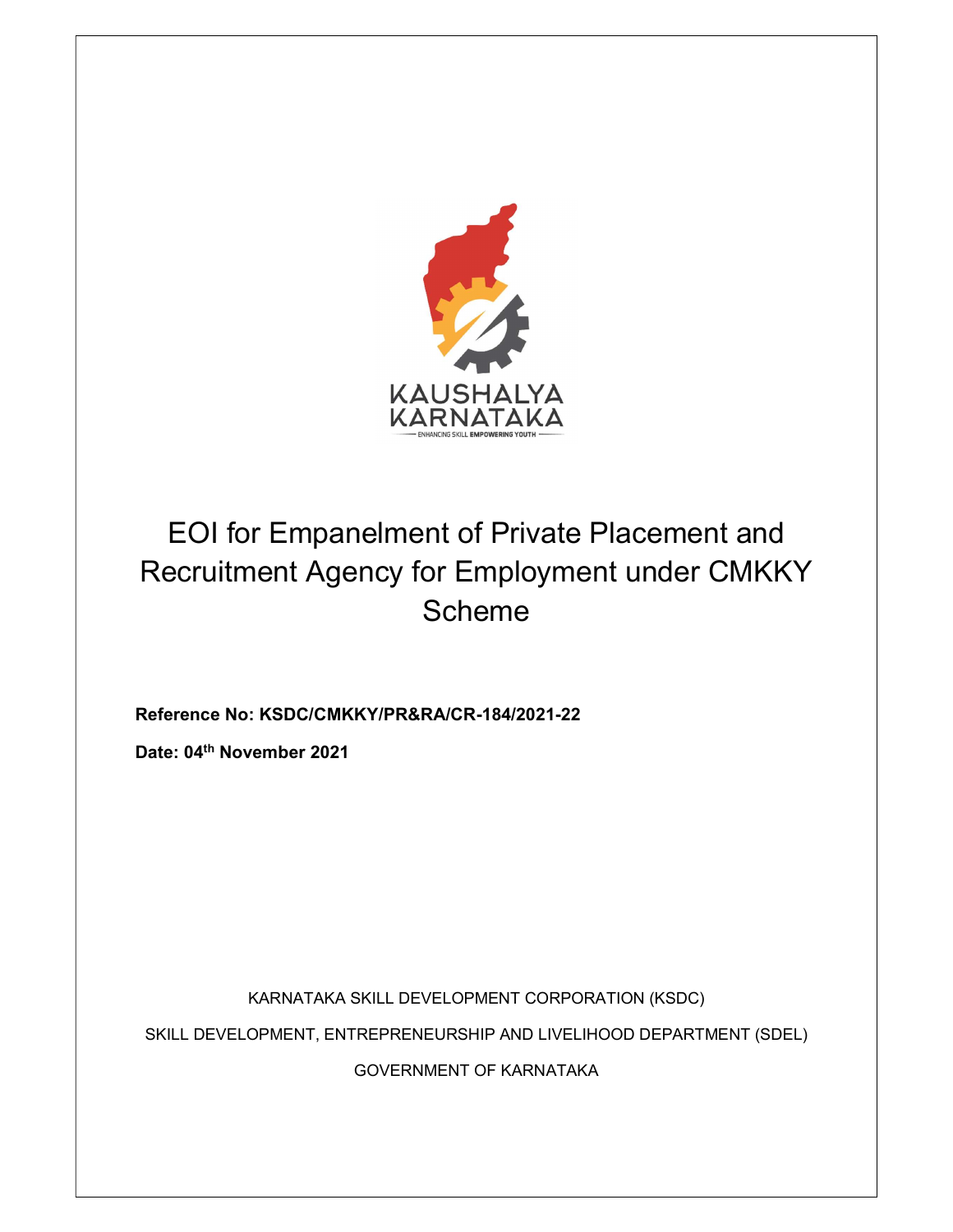KAUSHALYA KARNATAKA

ENHANCING SKILL EMPOWERING YOUTH

# EOI for Empanelment of Private Placement and Recruitment Agency for Employment under CMKKY Scheme

**Reference No: KSDC/CMKKY/PR&RA/CR-184/2021-22**

**Date: 04th November 2021**

KARNATAKA SKILL DEVELOPMENT CORPORATION (KSDC)

SKILL DEVELOPMENT, ENTREPRENEURSHIP AND LIVELIHOOD DEPARTMENT (SDEL)

GOVERNMENT OF KARNATAKA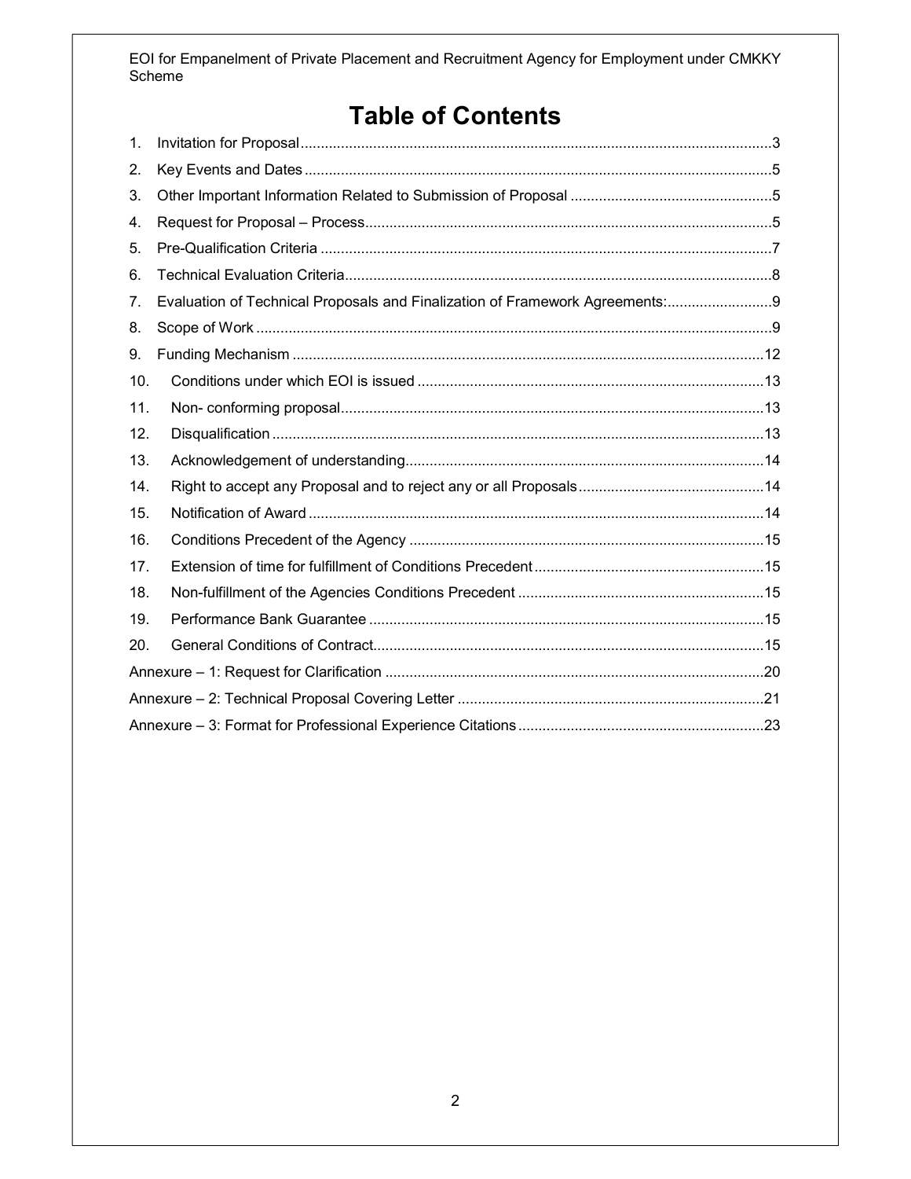# Table of Contents

1. Invitation for Proposal ... 3
2. Key Events and Dates ... 5
3. Other Important Information Related to Submission of Proposal ... 5
4. Request for Proposal – Process ... 5
5. Pre-Qualification Criteria ... 7
6. Technical Evaluation Criteria ... 8
7. Evaluation of Technical Proposals and Finalization of Framework Agreements: ... 9
8. Scope of Work ... 9
9. Funding Mechanism ... 12
10. Conditions under which EOI is issued ... 13
11. Non- conforming proposal ... 13
12. Disqualification ... 13
13. Acknowledgement of understanding ... 14
14. Right to accept any Proposal and to reject any or all Proposals ... 14
15. Notification of Award ... 14
16. Conditions Precedent of the Agency ... 15
17. Extension of time for fulfillment of Conditions Precedent ... 15
18. Non-fulfillment of the Agencies Conditions Precedent ... 15
19. Performance Bank Guarantee ... 15
20. General Conditions of Contract ... 15

Annexure – 1: Request for Clarification ... 20

Annexure – 2: Technical Proposal Covering Letter ... 21

Annexure – 3: Format for Professional Experience Citations ... 23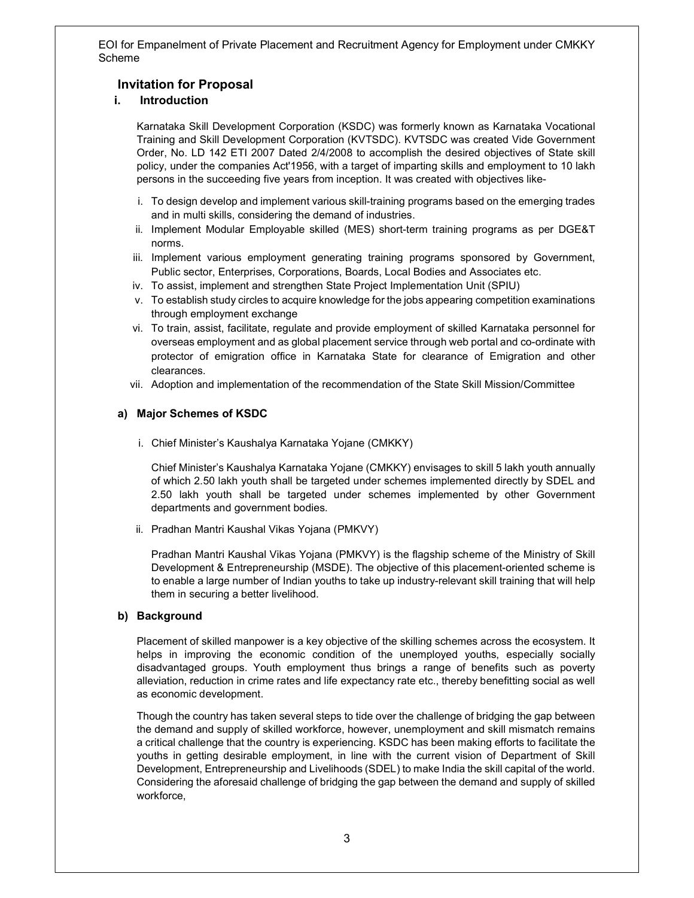## Invitation for Proposal

### i. Introduction

Karnataka Skill Development Corporation (KSDC) was formerly known as Karnataka Vocational Training and Skill Development Corporation (KVTSDC). KVTSDC was created Vide Government Order, No. LD 142 ETI 2007 Dated 2/4/2008 to accomplish the desired objectives of State skill policy, under the companies Act'1956, with a target of imparting skills and employment to 10 lakh persons in the succeeding five years from inception. It was created with objectives like-

i. To design develop and implement various skill-training programs based on the emerging trades and in multi skills, considering the demand of industries.
ii. Implement Modular Employable skilled (MES) short-term training programs as per DGE&T norms.
iii. Implement various employment generating training programs sponsored by Government, Public sector, Enterprises, Corporations, Boards, Local Bodies and Associates etc.
iv. To assist, implement and strengthen State Project Implementation Unit (SPIU)
v. To establish study circles to acquire knowledge for the jobs appearing competition examinations through employment exchange
vi. To train, assist, facilitate, regulate and provide employment of skilled Karnataka personnel for overseas employment and as global placement service through web portal and co-ordinate with protector of emigration office in Karnataka State for clearance of Emigration and other clearances.
vii. Adoption and implementation of the recommendation of the State Skill Mission/Committee

#### a) Major Schemes of KSDC

i. Chief Minister's Kaushalya Karnataka Yojane (CMKKY)

Chief Minister's Kaushalya Karnataka Yojane (CMKKY) envisages to skill 5 lakh youth annually of which 2.50 lakh youth shall be targeted under schemes implemented directly by SDEL and 2.50 lakh youth shall be targeted under schemes implemented by other Government departments and government bodies.

ii. Pradhan Mantri Kaushal Vikas Yojana (PMKVY)

Pradhan Mantri Kaushal Vikas Yojana (PMKVY) is the flagship scheme of the Ministry of Skill Development & Entrepreneurship (MSDE). The objective of this placement-oriented scheme is to enable a large number of Indian youths to take up industry-relevant skill training that will help them in securing a better livelihood.

#### b) Background

Placement of skilled manpower is a key objective of the skilling schemes across the ecosystem. It helps in improving the economic condition of the unemployed youths, especially socially disadvantaged groups. Youth employment thus brings a range of benefits such as poverty alleviation, reduction in crime rates and life expectancy rate etc., thereby benefitting social as well as economic development.

Though the country has taken several steps to tide over the challenge of bridging the gap between the demand and supply of skilled workforce, however, unemployment and skill mismatch remains a critical challenge that the country is experiencing. KSDC has been making efforts to facilitate the youths in getting desirable employment, in line with the current vision of Department of Skill Development, Entrepreneurship and Livelihoods (SDEL) to make India the skill capital of the world. Considering the aforesaid challenge of bridging the gap between the demand and supply of skilled workforce,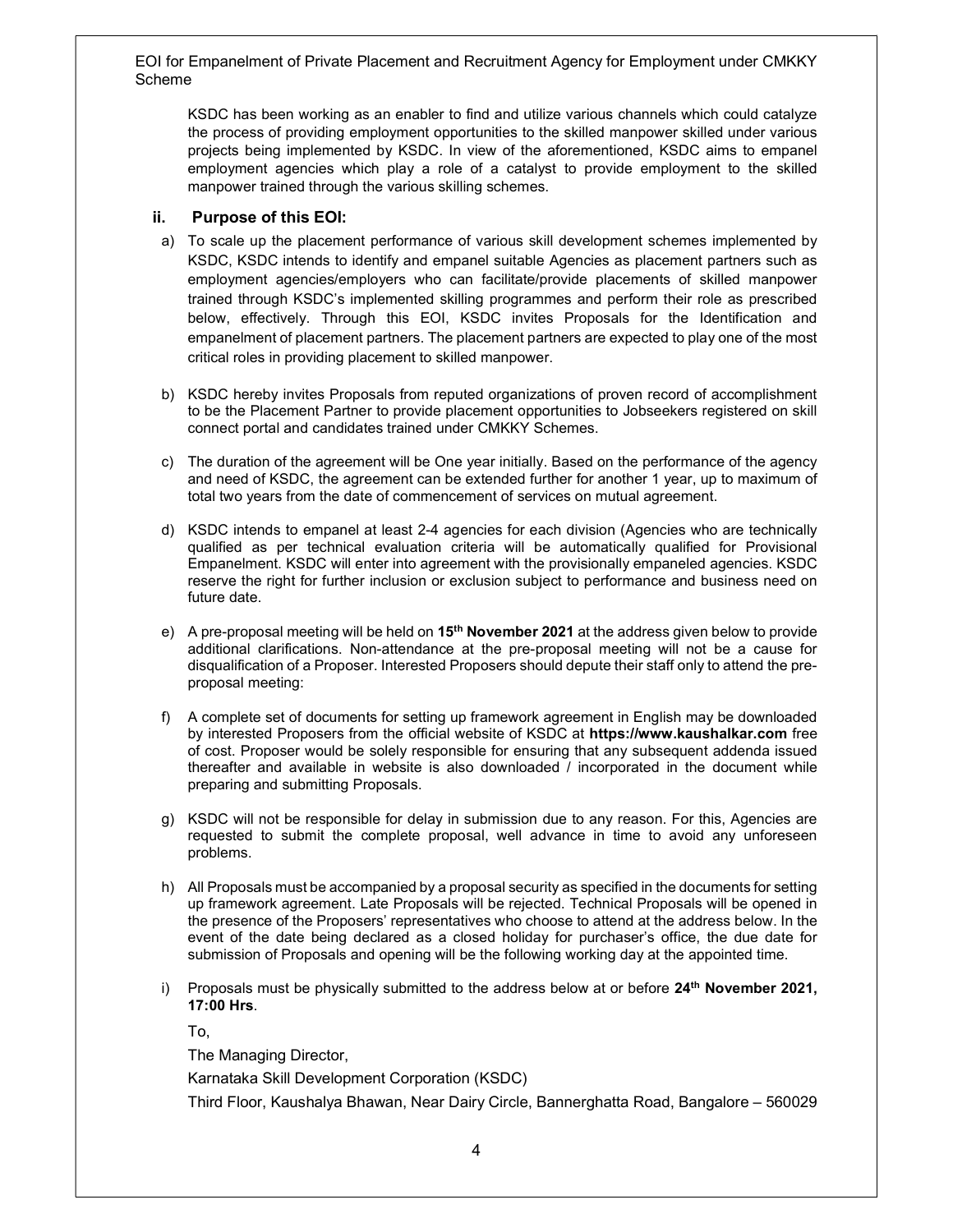KSDC has been working as an enabler to find and utilize various channels which could catalyze the process of providing employment opportunities to the skilled manpower skilled under various projects being implemented by KSDC. In view of the aforementioned, KSDC aims to empanel employment agencies which play a role of a catalyst to provide employment to the skilled manpower trained through the various skilling schemes.

### ii. Purpose of this EOI:

a) To scale up the placement performance of various skill development schemes implemented by KSDC, KSDC intends to identify and empanel suitable Agencies as placement partners such as employment agencies/employers who can facilitate/provide placements of skilled manpower trained through KSDC's implemented skilling programmes and perform their role as prescribed below, effectively. Through this EOI, KSDC invites Proposals for the Identification and empanelment of placement partners. The placement partners are expected to play one of the most critical roles in providing placement to skilled manpower.

b) KSDC hereby invites Proposals from reputed organizations of proven record of accomplishment to be the Placement Partner to provide placement opportunities to Jobseekers registered on skill connect portal and candidates trained under CMKKY Schemes.

c) The duration of the agreement will be One year initially. Based on the performance of the agency and need of KSDC, the agreement can be extended further for another 1 year, up to maximum of total two years from the date of commencement of services on mutual agreement.

d) KSDC intends to empanel at least 2-4 agencies for each division (Agencies who are technically qualified as per technical evaluation criteria will be automatically qualified for Provisional Empanelment. KSDC will enter into agreement with the provisionally empaneled agencies. KSDC reserve the right for further inclusion or exclusion subject to performance and business need on future date.

e) A pre-proposal meeting will be held on **15th November 2021** at the address given below to provide additional clarifications. Non-attendance at the pre-proposal meeting will not be a cause for disqualification of a Proposer. Interested Proposers should depute their staff only to attend the pre-proposal meeting:

f) A complete set of documents for setting up framework agreement in English may be downloaded by interested Proposers from the official website of KSDC at **https://www.kaushalkar.com** free of cost. Proposer would be solely responsible for ensuring that any subsequent addenda issued thereafter and available in website is also downloaded / incorporated in the document while preparing and submitting Proposals.

g) KSDC will not be responsible for delay in submission due to any reason. For this, Agencies are requested to submit the complete proposal, well advance in time to avoid any unforeseen problems.

h) All Proposals must be accompanied by a proposal security as specified in the documents for setting up framework agreement. Late Proposals will be rejected. Technical Proposals will be opened in the presence of the Proposers' representatives who choose to attend at the address below. In the event of the date being declared as a closed holiday for purchaser's office, the due date for submission of Proposals and opening will be the following working day at the appointed time.

i) Proposals must be physically submitted to the address below at or before **24th November 2021, 17:00 Hrs**.

To,

The Managing Director,

Karnataka Skill Development Corporation (KSDC)

Third Floor, Kaushalya Bhawan, Near Dairy Circle, Bannerghatta Road, Bangalore – 560029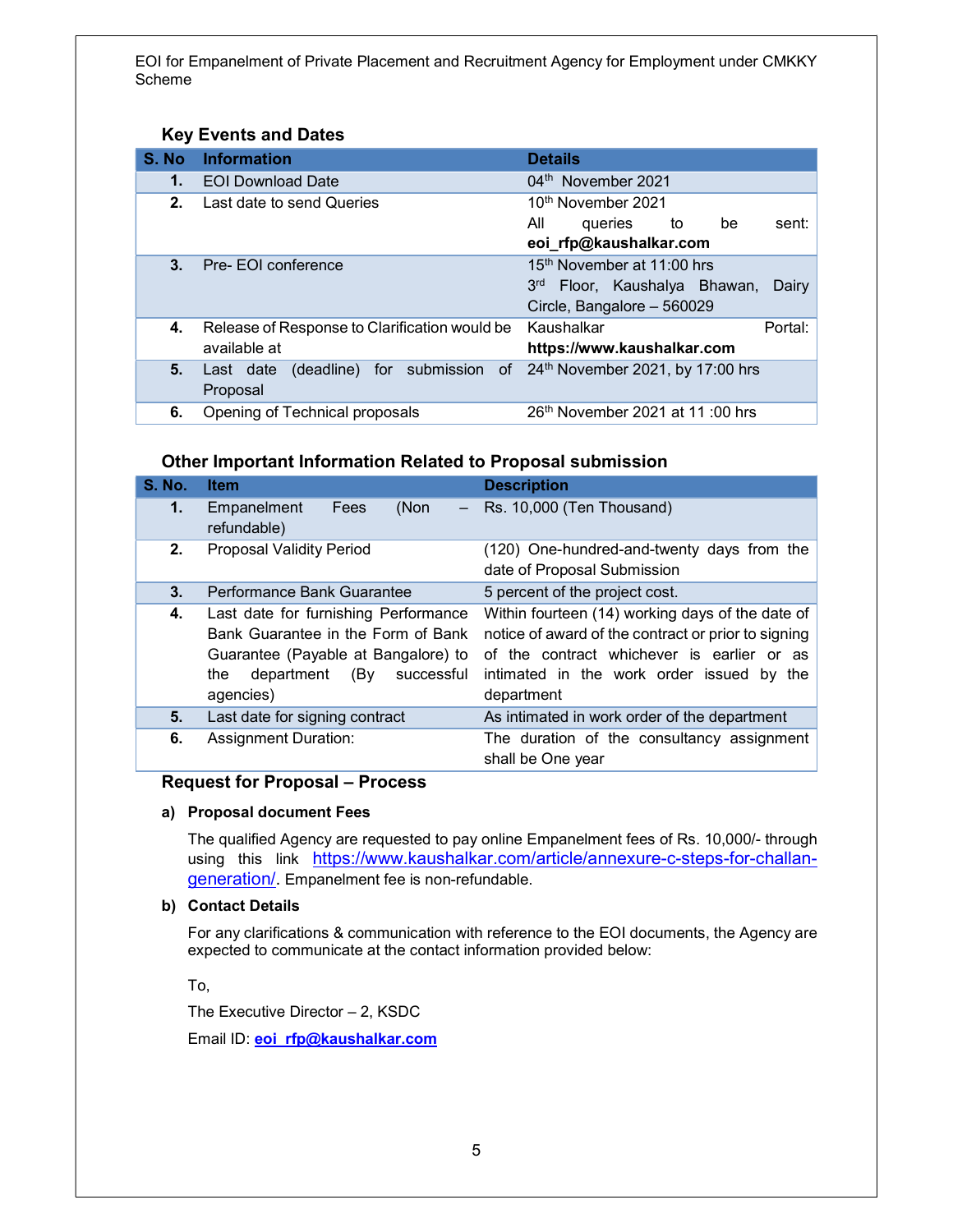### Key Events and Dates

| S. No | Information | Details |
|---|---|---|
| 1. | EOI Download Date | 04th November 2021 |
| 2. | Last date to send Queries | 10th November 2021<br>All queries to be sent: **eoi_rfp@kaushalkar.com** |
| 3. | Pre- EOI conference | 15th November at 11:00 hrs<br>3rd Floor, Kaushalya Bhawan, Dairy Circle, Bangalore – 560029 |
| 4. | Release of Response to Clarification would be available at | Kaushalkar Portal: **https://www.kaushalkar.com** |
| 5. | Last date (deadline) for submission of Proposal | 24th November 2021, by 17:00 hrs |
| 6. | Opening of Technical proposals | 26th November 2021 at 11 :00 hrs |

### Other Important Information Related to Proposal submission

| S. No. | Item | Description |
|---|---|---|
| 1. | Empanelment Fees (Non – refundable) | Rs. 10,000 (Ten Thousand) |
| 2. | Proposal Validity Period | (120) One-hundred-and-twenty days from the date of Proposal Submission |
| 3. | Performance Bank Guarantee | 5 percent of the project cost. |
| 4. | Last date for furnishing Performance Bank Guarantee in the Form of Bank Guarantee (Payable at Bangalore) to the department (By successful agencies) | Within fourteen (14) working days of the date of notice of award of the contract or prior to signing of the contract whichever is earlier or as intimated in the work order issued by the department |
| 5. | Last date for signing contract | As intimated in work order of the department |
| 6. | Assignment Duration: | The duration of the consultancy assignment shall be One year |

### Request for Proposal – Process

**a) Proposal document Fees**

The qualified Agency are requested to pay online Empanelment fees of Rs. 10,000/- through using this link https://www.kaushalkar.com/article/annexure-c-steps-for-challan-generation/. Empanelment fee is non-refundable.

**b) Contact Details**

For any clarifications & communication with reference to the EOI documents, the Agency are expected to communicate at the contact information provided below:

To,

The Executive Director – 2, KSDC

Email ID: **eoi_rfp@kaushalkar.com**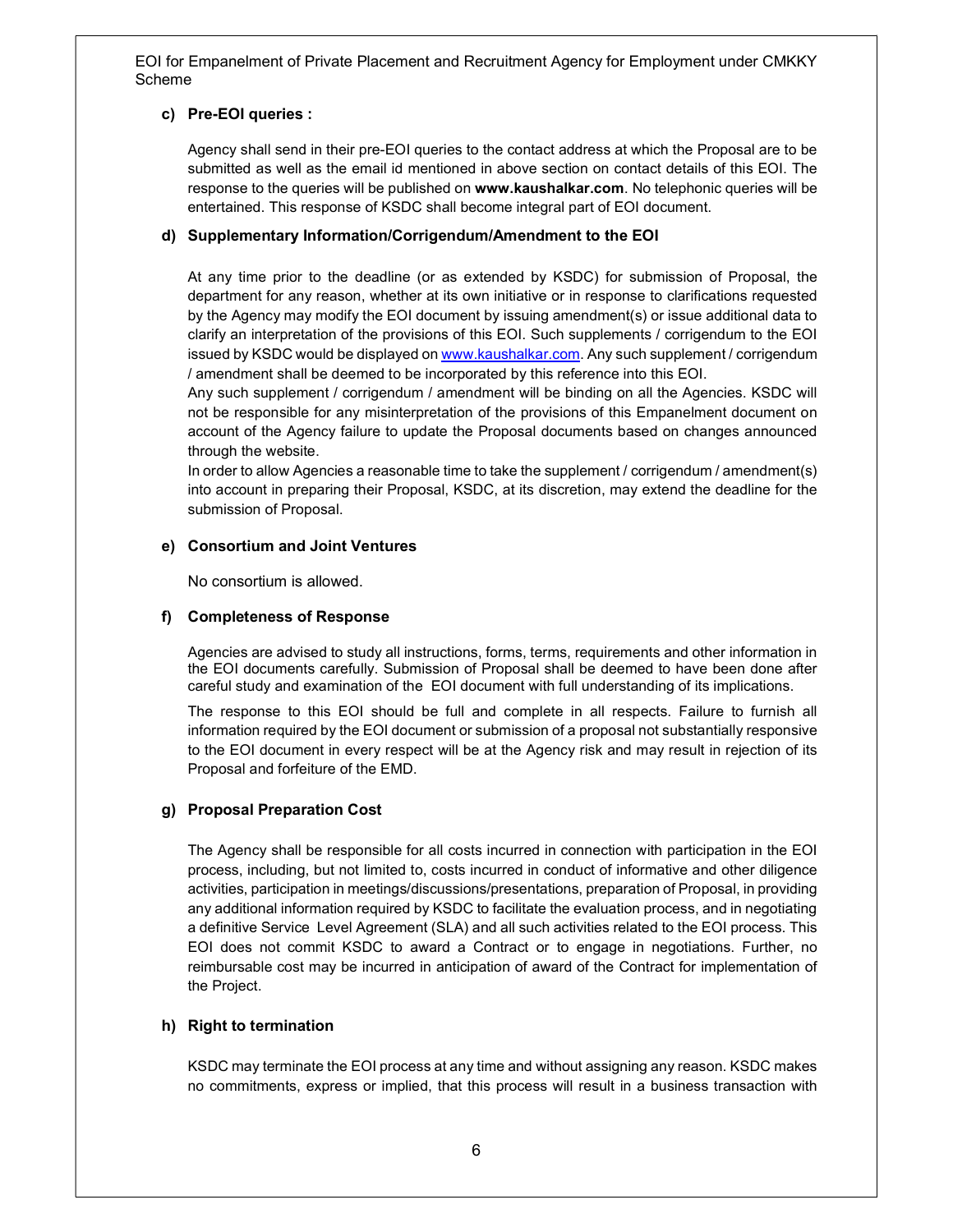**c) Pre-EOI queries :**

Agency shall send in their pre-EOI queries to the contact address at which the Proposal are to be submitted as well as the email id mentioned in above section on contact details of this EOI. The response to the queries will be published on **www.kaushalkar.com**. No telephonic queries will be entertained. This response of KSDC shall become integral part of EOI document.

**d) Supplementary Information/Corrigendum/Amendment to the EOI**

At any time prior to the deadline (or as extended by KSDC) for submission of Proposal, the department for any reason, whether at its own initiative or in response to clarifications requested by the Agency may modify the EOI document by issuing amendment(s) or issue additional data to clarify an interpretation of the provisions of this EOI. Such supplements / corrigendum to the EOI issued by KSDC would be displayed on www.kaushalkar.com. Any such supplement / corrigendum / amendment shall be deemed to be incorporated by this reference into this EOI.

Any such supplement / corrigendum / amendment will be binding on all the Agencies. KSDC will not be responsible for any misinterpretation of the provisions of this Empanelment document on account of the Agency failure to update the Proposal documents based on changes announced through the website.

In order to allow Agencies a reasonable time to take the supplement / corrigendum / amendment(s) into account in preparing their Proposal, KSDC, at its discretion, may extend the deadline for the submission of Proposal.

**e) Consortium and Joint Ventures**

No consortium is allowed.

**f) Completeness of Response**

Agencies are advised to study all instructions, forms, terms, requirements and other information in the EOI documents carefully. Submission of Proposal shall be deemed to have been done after careful study and examination of the EOI document with full understanding of its implications.

The response to this EOI should be full and complete in all respects. Failure to furnish all information required by the EOI document or submission of a proposal not substantially responsive to the EOI document in every respect will be at the Agency risk and may result in rejection of its Proposal and forfeiture of the EMD.

**g) Proposal Preparation Cost**

The Agency shall be responsible for all costs incurred in connection with participation in the EOI process, including, but not limited to, costs incurred in conduct of informative and other diligence activities, participation in meetings/discussions/presentations, preparation of Proposal, in providing any additional information required by KSDC to facilitate the evaluation process, and in negotiating a definitive Service Level Agreement (SLA) and all such activities related to the EOI process. This EOI does not commit KSDC to award a Contract or to engage in negotiations. Further, no reimbursable cost may be incurred in anticipation of award of the Contract for implementation of the Project.

**h) Right to termination**

KSDC may terminate the EOI process at any time and without assigning any reason. KSDC makes no commitments, express or implied, that this process will result in a business transaction with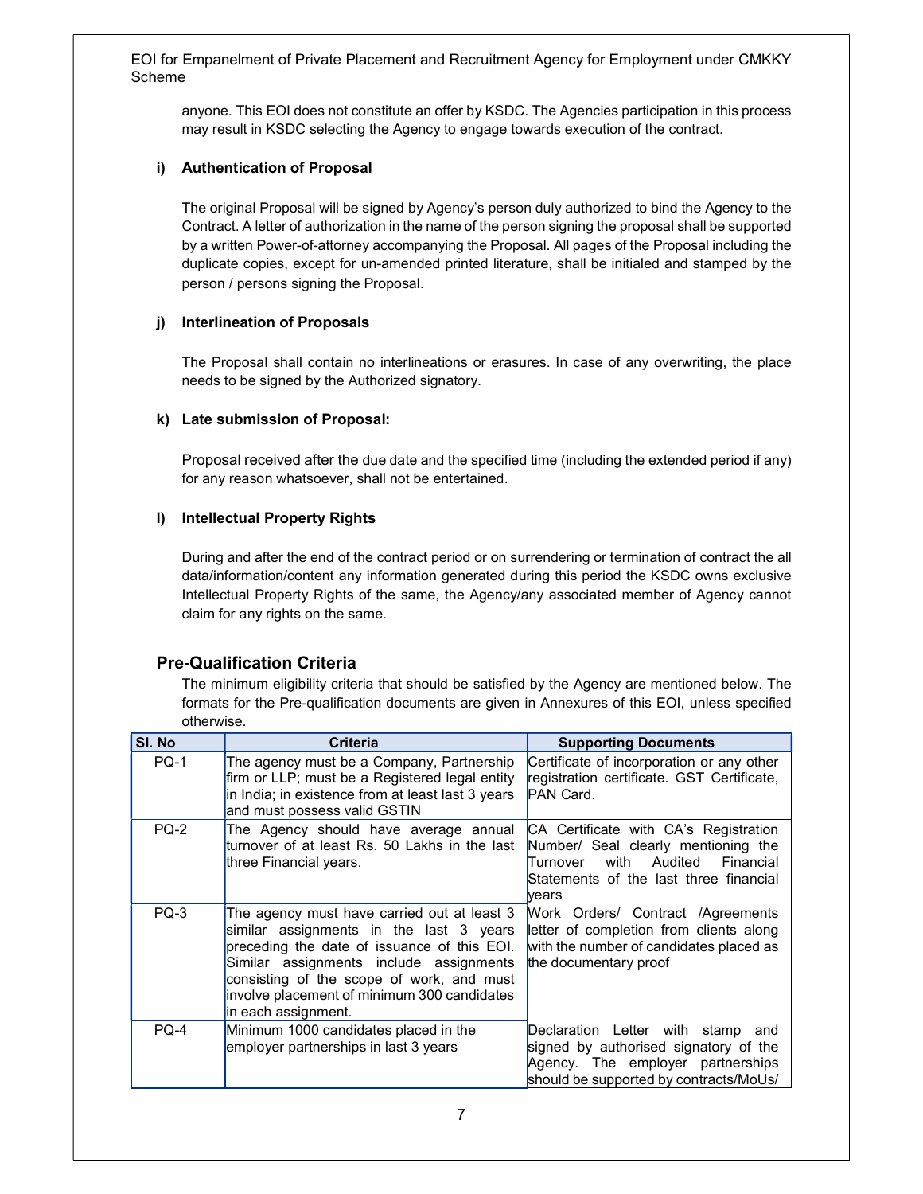anyone. This EOI does not constitute an offer by KSDC. The Agencies participation in this process may result in KSDC selecting the Agency to engage towards execution of the contract.

**i) Authentication of Proposal**

The original Proposal will be signed by Agency's person duly authorized to bind the Agency to the Contract. A letter of authorization in the name of the person signing the proposal shall be supported by a written Power-of-attorney accompanying the Proposal. All pages of the Proposal including the duplicate copies, except for un-amended printed literature, shall be initialed and stamped by the person / persons signing the Proposal.

**j) Interlineation of Proposals**

The Proposal shall contain no interlineations or erasures. In case of any overwriting, the place needs to be signed by the Authorized signatory.

**k) Late submission of Proposal:**

Proposal received after the due date and the specified time (including the extended period if any) for any reason whatsoever, shall not be entertained.

**l) Intellectual Property Rights**

During and after the end of the contract period or on surrendering or termination of contract the all data/information/content any information generated during this period the KSDC owns exclusive Intellectual Property Rights of the same, the Agency/any associated member of Agency cannot claim for any rights on the same.

## Pre-Qualification Criteria

The minimum eligibility criteria that should be satisfied by the Agency are mentioned below. The formats for the Pre-qualification documents are given in Annexures of this EOI, unless specified otherwise.

| Sl. No | Criteria | Supporting Documents |
|---|---|---|
| PQ-1 | The agency must be a Company, Partnership firm or LLP; must be a Registered legal entity in India; in existence from at least last 3 years and must possess valid GSTIN | Certificate of incorporation or any other registration certificate. GST Certificate, PAN Card. |
| PQ-2 | The Agency should have average annual turnover of at least Rs. 50 Lakhs in the last three Financial years. | CA Certificate with CA's Registration Number/ Seal clearly mentioning the Turnover with Audited Financial Statements of the last three financial years |
| PQ-3 | The agency must have carried out at least 3 similar assignments in the last 3 years preceding the date of issuance of this EOI. Similar assignments include assignments consisting of the scope of work, and must involve placement of minimum 300 candidates in each assignment. | Work Orders/ Contract /Agreements letter of completion from clients along with the number of candidates placed as the documentary proof |
| PQ-4 | Minimum 1000 candidates placed in the employer partnerships in last 3 years | Declaration Letter with stamp and signed by authorised signatory of the Agency. The employer partnerships should be supported by contracts/MoUs/ |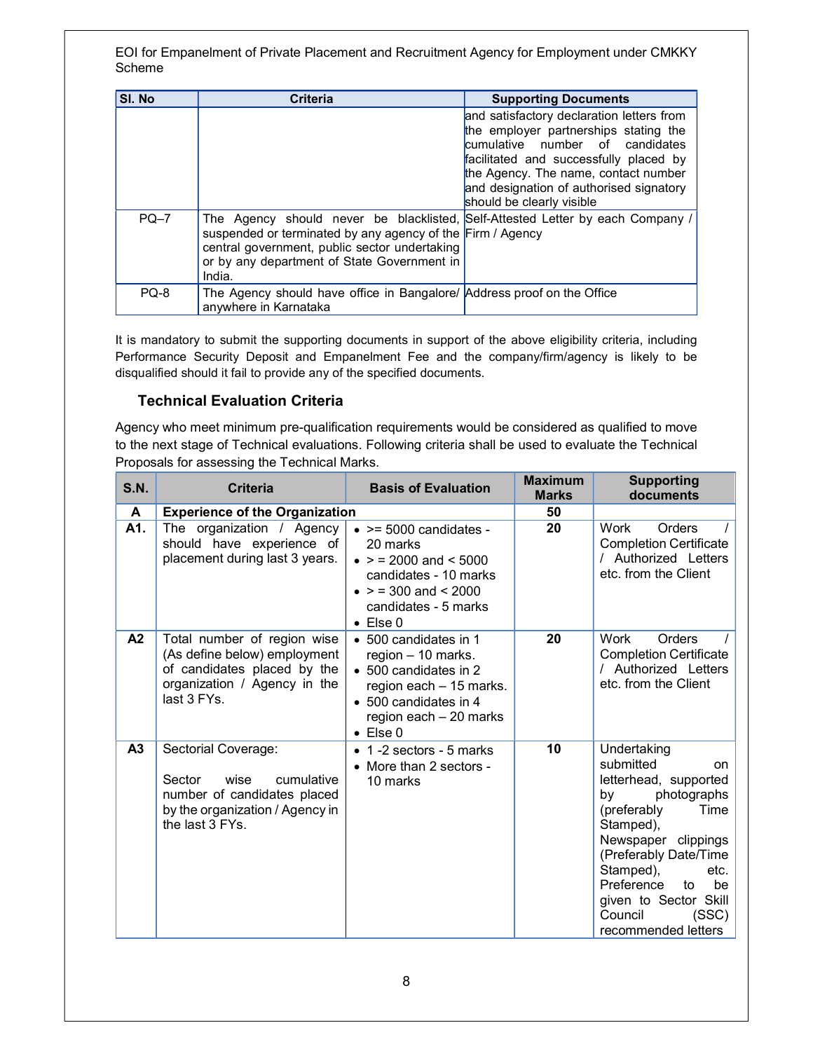| Sl. No | Criteria | Supporting Documents |
|---|---|---|
| | | and satisfactory declaration letters from the employer partnerships stating the cumulative number of candidates facilitated and successfully placed by the Agency. The name, contact number and designation of authorised signatory should be clearly visible |
| PQ–7 | The Agency should never be blacklisted, suspended or terminated by any agency of the central government, public sector undertaking or by any department of State Government in India. | Self-Attested Letter by each Company / Firm / Agency |
| PQ-8 | The Agency should have office in Bangalore/ anywhere in Karnataka | Address proof on the Office |

It is mandatory to submit the supporting documents in support of the above eligibility criteria, including Performance Security Deposit and Empanelment Fee and the company/firm/agency is likely to be disqualified should it fail to provide any of the specified documents.

### Technical Evaluation Criteria

Agency who meet minimum pre-qualification requirements would be considered as qualified to move to the next stage of Technical evaluations. Following criteria shall be used to evaluate the Technical Proposals for assessing the Technical Marks.

| S.N. | Criteria | Basis of Evaluation | Maximum Marks | Supporting documents |
|---|---|---|---|---|
| **A** | **Experience of the Organization** | | **50** | |
| **A1.** | The organization / Agency should have experience of placement during last 3 years. | • >= 5000 candidates - 20 marks<br>• > = 2000 and < 5000 candidates - 10 marks<br>• > = 300 and < 2000 candidates - 5 marks<br>• Else 0 | **20** | Work Orders / Completion Certificate / Authorized Letters etc. from the Client |
| **A2** | Total number of region wise (As define below) employment of candidates placed by the organization / Agency in the last 3 FYs. | • 500 candidates in 1 region – 10 marks.<br>• 500 candidates in 2 region each – 15 marks.<br>• 500 candidates in 4 region each – 20 marks<br>• Else 0 | **20** | Work Orders / Completion Certificate / Authorized Letters etc. from the Client |
| **A3** | Sectorial Coverage:<br><br>Sector wise cumulative number of candidates placed by the organization / Agency in the last 3 FYs. | • 1 -2 sectors - 5 marks<br>• More than 2 sectors - 10 marks | **10** | Undertaking submitted on letterhead, supported by photographs (preferably Time Stamped), Newspaper clippings (Preferably Date/Time Stamped), etc. Preference to be given to Sector Skill Council (SSC) recommended letters |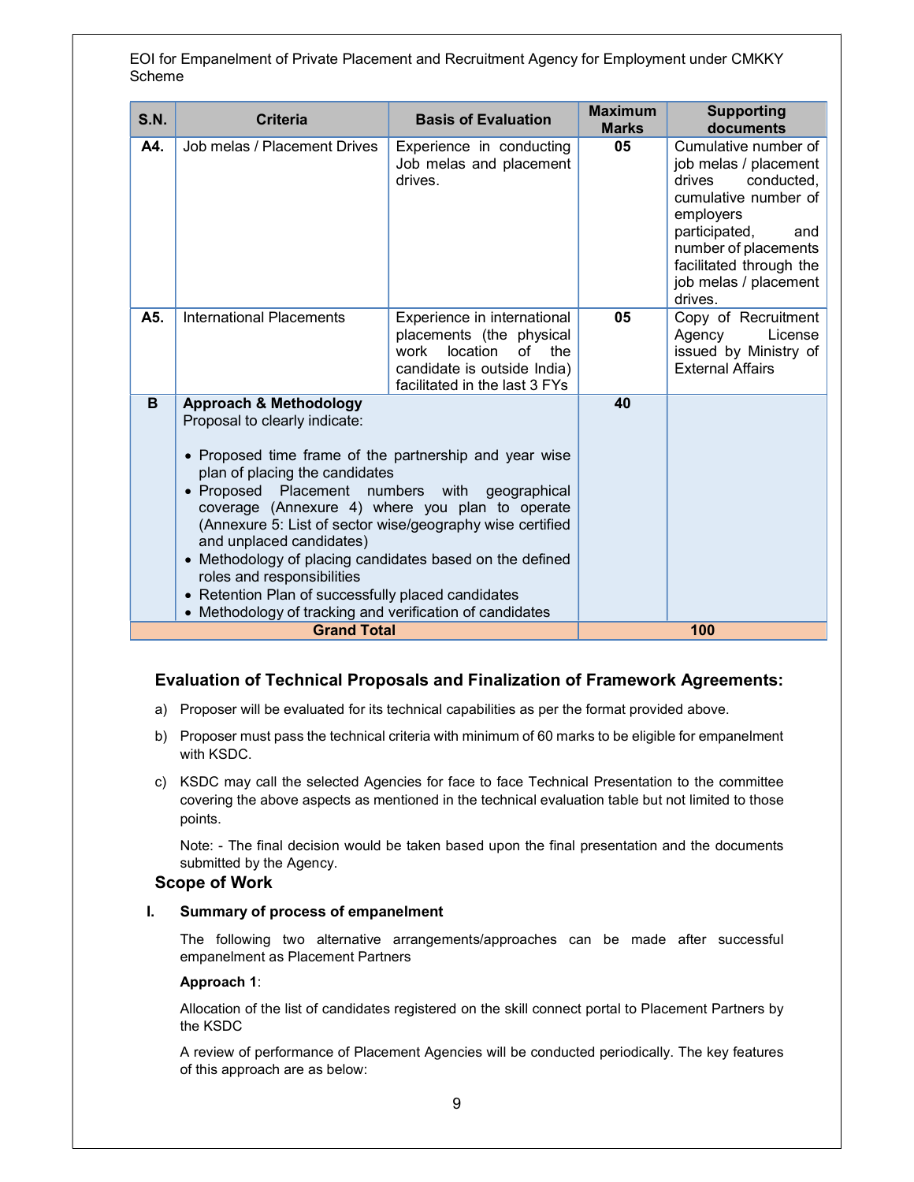| S.N. | Criteria | Basis of Evaluation | Maximum Marks | Supporting documents |
|---|---|---|---|---|
| **A4.** | Job melas / Placement Drives | Experience in conducting Job melas and placement drives. | **05** | Cumulative number of job melas / placement drives conducted, cumulative number of employers participated, and number of placements facilitated through the job melas / placement drives. |
| **A5.** | International Placements | Experience in international placements (the physical work location of the candidate is outside India) facilitated in the last 3 FYs | **05** | Copy of Recruitment Agency License issued by Ministry of External Affairs |
| **B** | **Approach & Methodology**<br>Proposal to clearly indicate:<br>• Proposed time frame of the partnership and year wise plan of placing the candidates<br>• Proposed Placement numbers with geographical coverage (Annexure 4) where you plan to operate (Annexure 5: List of sector wise/geography wise certified and unplaced candidates)<br>• Methodology of placing candidates based on the defined roles and responsibilities<br>• Retention Plan of successfully placed candidates<br>• Methodology of tracking and verification of candidates | | **40** | |
| | **Grand Total** | | **100** | |

## Evaluation of Technical Proposals and Finalization of Framework Agreements:

a) Proposer will be evaluated for its technical capabilities as per the format provided above.

b) Proposer must pass the technical criteria with minimum of 60 marks to be eligible for empanelment with KSDC.

c) KSDC may call the selected Agencies for face to face Technical Presentation to the committee covering the above aspects as mentioned in the technical evaluation table but not limited to those points.

Note: - The final decision would be taken based upon the final presentation and the documents submitted by the Agency.

## Scope of Work

### I. Summary of process of empanelment

The following two alternative arrangements/approaches can be made after successful empanelment as Placement Partners

**Approach 1**:

Allocation of the list of candidates registered on the skill connect portal to Placement Partners by the KSDC

A review of performance of Placement Agencies will be conducted periodically. The key features of this approach are as below: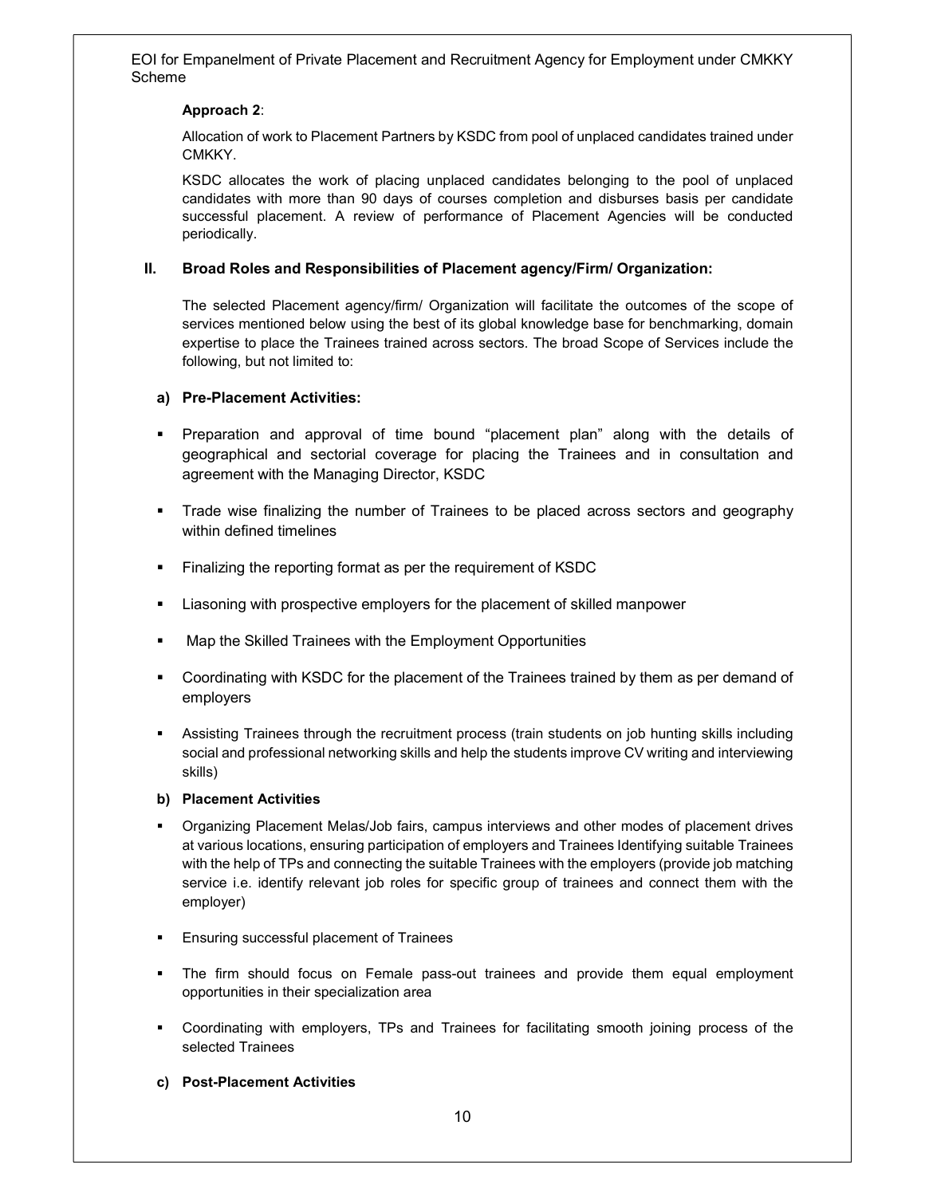**Approach 2**:

Allocation of work to Placement Partners by KSDC from pool of unplaced candidates trained under CMKKY.

KSDC allocates the work of placing unplaced candidates belonging to the pool of unplaced candidates with more than 90 days of courses completion and disburses basis per candidate successful placement. A review of performance of Placement Agencies will be conducted periodically.

## II. Broad Roles and Responsibilities of Placement agency/Firm/ Organization:

The selected Placement agency/firm/ Organization will facilitate the outcomes of the scope of services mentioned below using the best of its global knowledge base for benchmarking, domain expertise to place the Trainees trained across sectors. The broad Scope of Services include the following, but not limited to:

### a) Pre-Placement Activities:

- Preparation and approval of time bound "placement plan" along with the details of geographical and sectorial coverage for placing the Trainees and in consultation and agreement with the Managing Director, KSDC
- Trade wise finalizing the number of Trainees to be placed across sectors and geography within defined timelines
- Finalizing the reporting format as per the requirement of KSDC
- Liasoning with prospective employers for the placement of skilled manpower
- Map the Skilled Trainees with the Employment Opportunities
- Coordinating with KSDC for the placement of the Trainees trained by them as per demand of employers
- Assisting Trainees through the recruitment process (train students on job hunting skills including social and professional networking skills and help the students improve CV writing and interviewing skills)

### b) Placement Activities

- Organizing Placement Melas/Job fairs, campus interviews and other modes of placement drives at various locations, ensuring participation of employers and Trainees Identifying suitable Trainees with the help of TPs and connecting the suitable Trainees with the employers (provide job matching service i.e. identify relevant job roles for specific group of trainees and connect them with the employer)
- Ensuring successful placement of Trainees
- The firm should focus on Female pass-out trainees and provide them equal employment opportunities in their specialization area
- Coordinating with employers, TPs and Trainees for facilitating smooth joining process of the selected Trainees

### c) Post-Placement Activities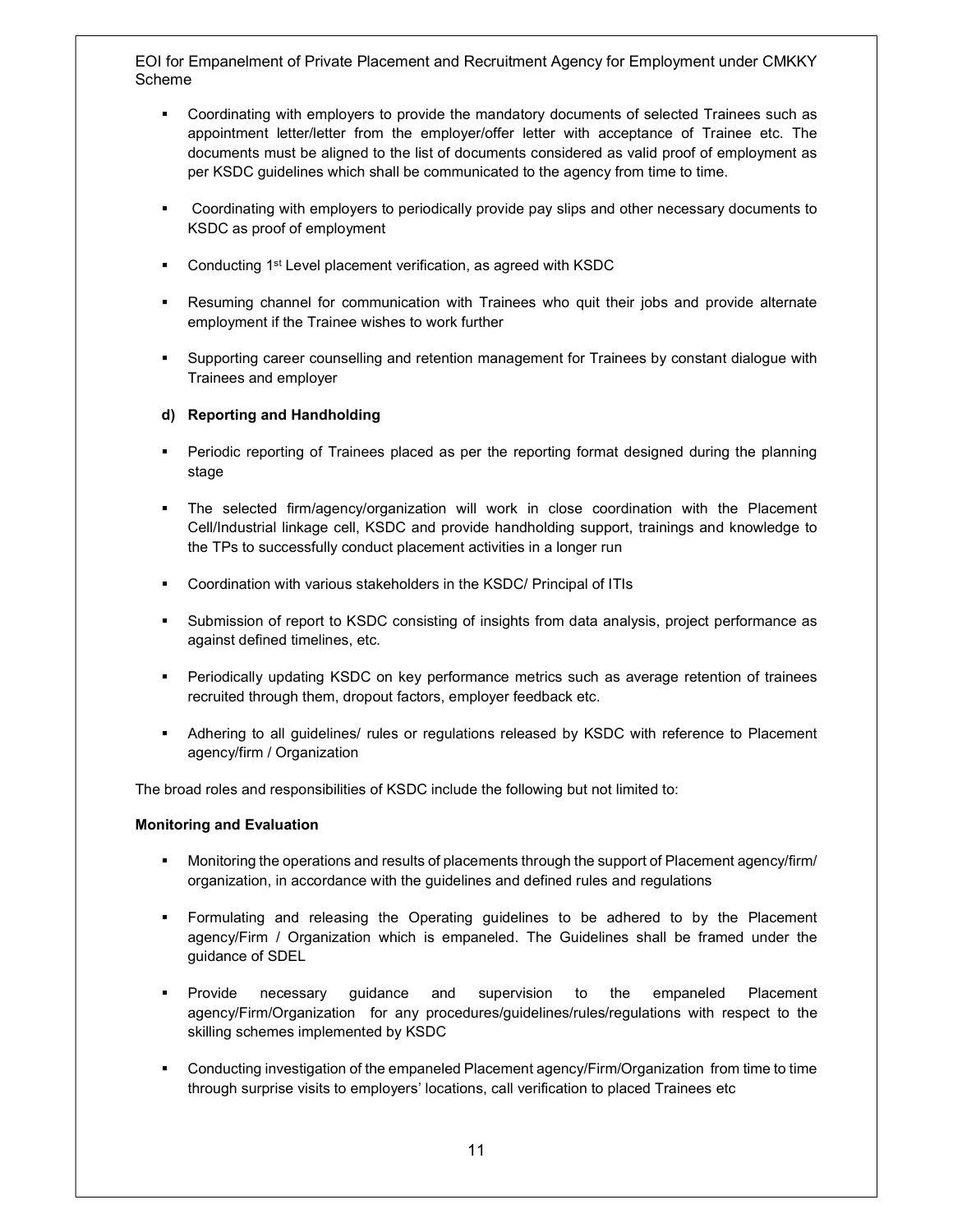- Coordinating with employers to provide the mandatory documents of selected Trainees such as appointment letter/letter from the employer/offer letter with acceptance of Trainee etc. The documents must be aligned to the list of documents considered as valid proof of employment as per KSDC guidelines which shall be communicated to the agency from time to time.
- Coordinating with employers to periodically provide pay slips and other necessary documents to KSDC as proof of employment
- Conducting 1st Level placement verification, as agreed with KSDC
- Resuming channel for communication with Trainees who quit their jobs and provide alternate employment if the Trainee wishes to work further
- Supporting career counselling and retention management for Trainees by constant dialogue with Trainees and employer

**d) Reporting and Handholding**

- Periodic reporting of Trainees placed as per the reporting format designed during the planning stage
- The selected firm/agency/organization will work in close coordination with the Placement Cell/Industrial linkage cell, KSDC and provide handholding support, trainings and knowledge to the TPs to successfully conduct placement activities in a longer run
- Coordination with various stakeholders in the KSDC/ Principal of ITIs
- Submission of report to KSDC consisting of insights from data analysis, project performance as against defined timelines, etc.
- Periodically updating KSDC on key performance metrics such as average retention of trainees recruited through them, dropout factors, employer feedback etc.
- Adhering to all guidelines/ rules or regulations released by KSDC with reference to Placement agency/firm / Organization

The broad roles and responsibilities of KSDC include the following but not limited to:

**Monitoring and Evaluation**

- Monitoring the operations and results of placements through the support of Placement agency/firm/ organization, in accordance with the guidelines and defined rules and regulations
- Formulating and releasing the Operating guidelines to be adhered to by the Placement agency/Firm / Organization which is empaneled. The Guidelines shall be framed under the guidance of SDEL
- Provide necessary guidance and supervision to the empaneled Placement agency/Firm/Organization for any procedures/guidelines/rules/regulations with respect to the skilling schemes implemented by KSDC
- Conducting investigation of the empaneled Placement agency/Firm/Organization from time to time through surprise visits to employers' locations, call verification to placed Trainees etc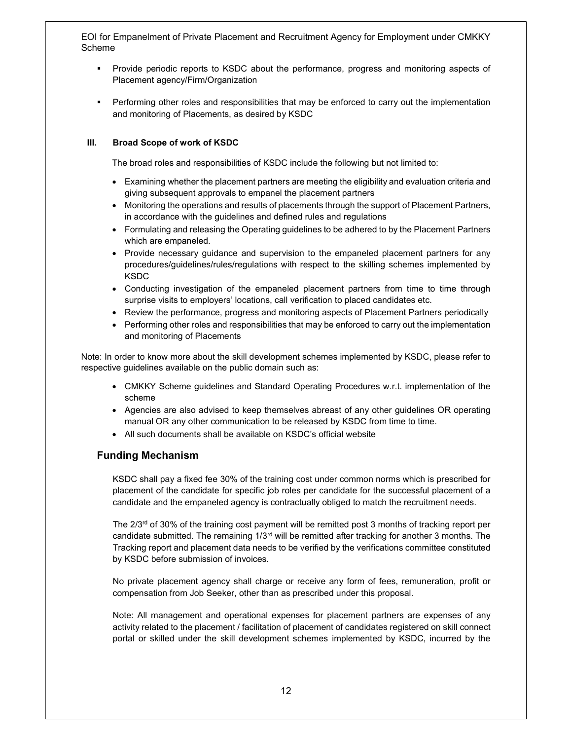- Provide periodic reports to KSDC about the performance, progress and monitoring aspects of Placement agency/Firm/Organization

- Performing other roles and responsibilities that may be enforced to carry out the implementation and monitoring of Placements, as desired by KSDC

**III. Broad Scope of work of KSDC**

The broad roles and responsibilities of KSDC include the following but not limited to:

- Examining whether the placement partners are meeting the eligibility and evaluation criteria and giving subsequent approvals to empanel the placement partners
- Monitoring the operations and results of placements through the support of Placement Partners, in accordance with the guidelines and defined rules and regulations
- Formulating and releasing the Operating guidelines to be adhered to by the Placement Partners which are empaneled.
- Provide necessary guidance and supervision to the empaneled placement partners for any procedures/guidelines/rules/regulations with respect to the skilling schemes implemented by KSDC
- Conducting investigation of the empaneled placement partners from time to time through surprise visits to employers' locations, call verification to placed candidates etc.
- Review the performance, progress and monitoring aspects of Placement Partners periodically
- Performing other roles and responsibilities that may be enforced to carry out the implementation and monitoring of Placements

Note: In order to know more about the skill development schemes implemented by KSDC, please refer to respective guidelines available on the public domain such as:

- CMKKY Scheme guidelines and Standard Operating Procedures w.r.t. implementation of the scheme
- Agencies are also advised to keep themselves abreast of any other guidelines OR operating manual OR any other communication to be released by KSDC from time to time.
- All such documents shall be available on KSDC's official website

## Funding Mechanism

KSDC shall pay a fixed fee 30% of the training cost under common norms which is prescribed for placement of the candidate for specific job roles per candidate for the successful placement of a candidate and the empaneled agency is contractually obliged to match the recruitment needs.

The 2/3rd of 30% of the training cost payment will be remitted post 3 months of tracking report per candidate submitted. The remaining 1/3rd will be remitted after tracking for another 3 months. The Tracking report and placement data needs to be verified by the verifications committee constituted by KSDC before submission of invoices.

No private placement agency shall charge or receive any form of fees, remuneration, profit or compensation from Job Seeker, other than as prescribed under this proposal.

Note: All management and operational expenses for placement partners are expenses of any activity related to the placement / facilitation of placement of candidates registered on skill connect portal or skilled under the skill development schemes implemented by KSDC, incurred by the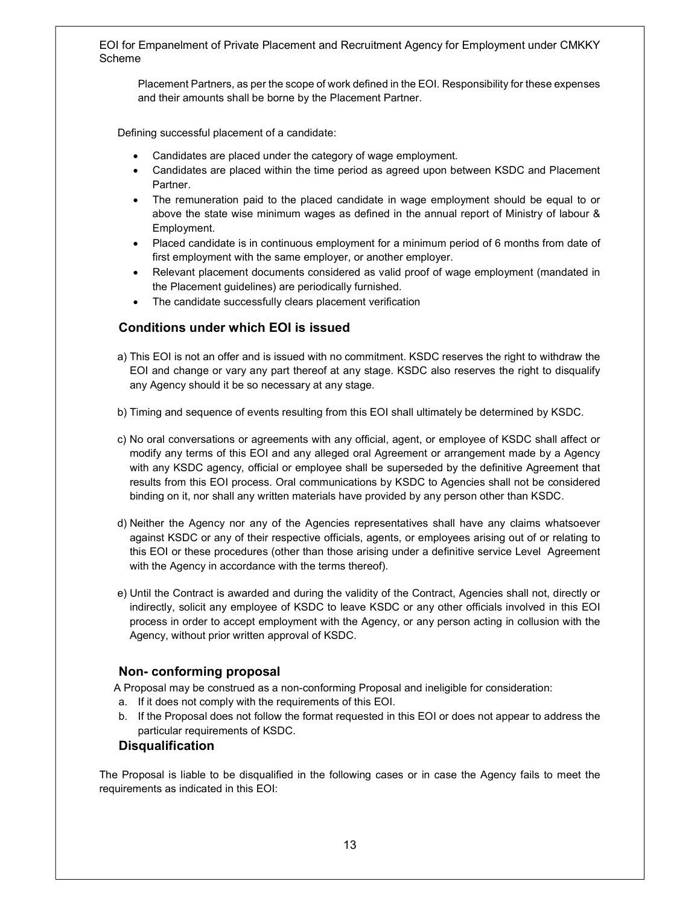Placement Partners, as per the scope of work defined in the EOI. Responsibility for these expenses and their amounts shall be borne by the Placement Partner.

Defining successful placement of a candidate:

- Candidates are placed under the category of wage employment.
- Candidates are placed within the time period as agreed upon between KSDC and Placement Partner.
- The remuneration paid to the placed candidate in wage employment should be equal to or above the state wise minimum wages as defined in the annual report of Ministry of labour & Employment.
- Placed candidate is in continuous employment for a minimum period of 6 months from date of first employment with the same employer, or another employer.
- Relevant placement documents considered as valid proof of wage employment (mandated in the Placement guidelines) are periodically furnished.
- The candidate successfully clears placement verification

## Conditions under which EOI is issued

a) This EOI is not an offer and is issued with no commitment. KSDC reserves the right to withdraw the EOI and change or vary any part thereof at any stage. KSDC also reserves the right to disqualify any Agency should it be so necessary at any stage.

b) Timing and sequence of events resulting from this EOI shall ultimately be determined by KSDC.

c) No oral conversations or agreements with any official, agent, or employee of KSDC shall affect or modify any terms of this EOI and any alleged oral Agreement or arrangement made by a Agency with any KSDC agency, official or employee shall be superseded by the definitive Agreement that results from this EOI process. Oral communications by KSDC to Agencies shall not be considered binding on it, nor shall any written materials have provided by any person other than KSDC.

d) Neither the Agency nor any of the Agencies representatives shall have any claims whatsoever against KSDC or any of their respective officials, agents, or employees arising out of or relating to this EOI or these procedures (other than those arising under a definitive service Level Agreement with the Agency in accordance with the terms thereof).

e) Until the Contract is awarded and during the validity of the Contract, Agencies shall not, directly or indirectly, solicit any employee of KSDC to leave KSDC or any other officials involved in this EOI process in order to accept employment with the Agency, or any person acting in collusion with the Agency, without prior written approval of KSDC.

## Non- conforming proposal

A Proposal may be construed as a non-conforming Proposal and ineligible for consideration:

a. If it does not comply with the requirements of this EOI.
b. If the Proposal does not follow the format requested in this EOI or does not appear to address the particular requirements of KSDC.

## Disqualification

The Proposal is liable to be disqualified in the following cases or in case the Agency fails to meet the requirements as indicated in this EOI: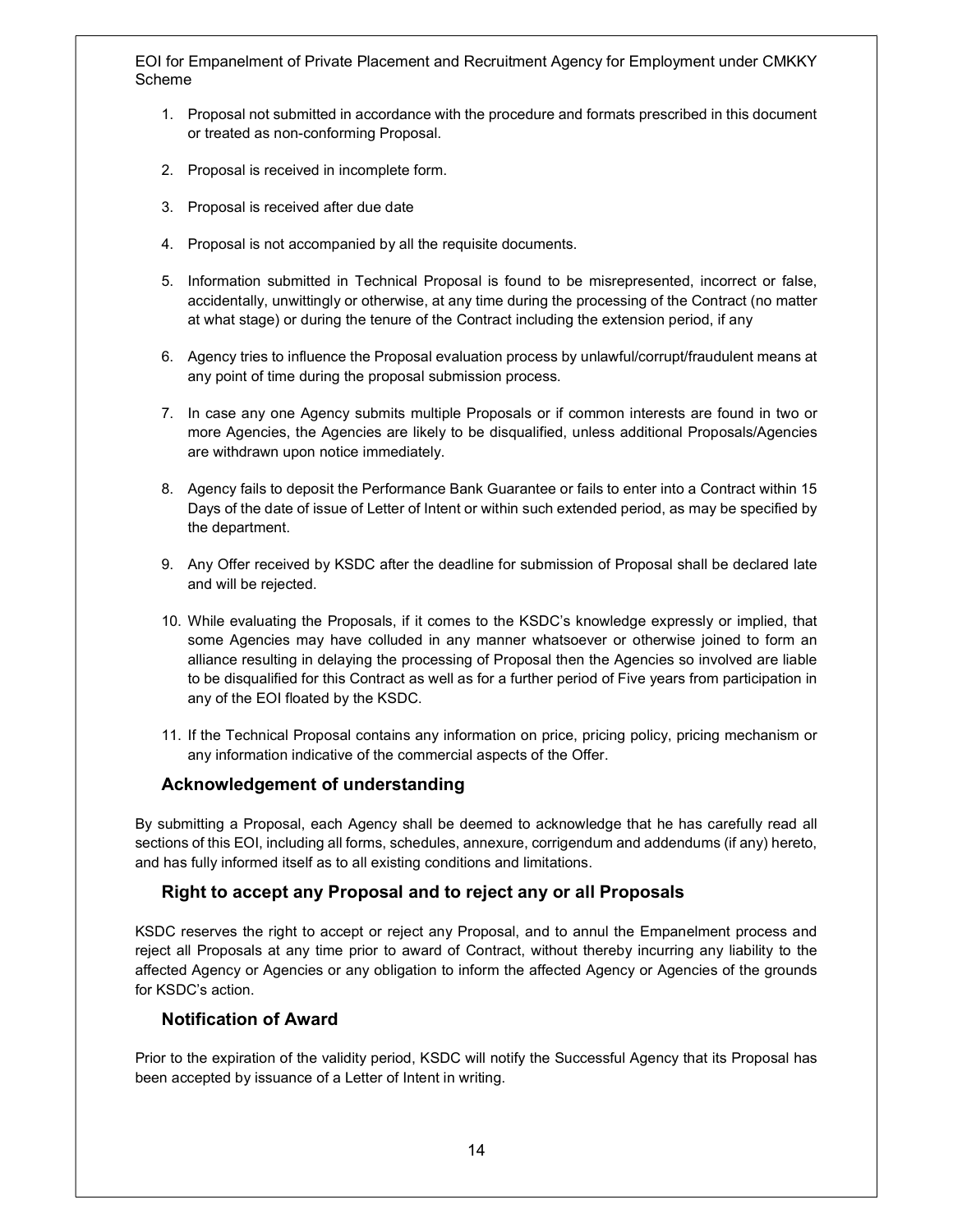1. Proposal not submitted in accordance with the procedure and formats prescribed in this document or treated as non-conforming Proposal.

2. Proposal is received in incomplete form.

3. Proposal is received after due date

4. Proposal is not accompanied by all the requisite documents.

5. Information submitted in Technical Proposal is found to be misrepresented, incorrect or false, accidentally, unwittingly or otherwise, at any time during the processing of the Contract (no matter at what stage) or during the tenure of the Contract including the extension period, if any

6. Agency tries to influence the Proposal evaluation process by unlawful/corrupt/fraudulent means at any point of time during the proposal submission process.

7. In case any one Agency submits multiple Proposals or if common interests are found in two or more Agencies, the Agencies are likely to be disqualified, unless additional Proposals/Agencies are withdrawn upon notice immediately.

8. Agency fails to deposit the Performance Bank Guarantee or fails to enter into a Contract within 15 Days of the date of issue of Letter of Intent or within such extended period, as may be specified by the department.

9. Any Offer received by KSDC after the deadline for submission of Proposal shall be declared late and will be rejected.

10. While evaluating the Proposals, if it comes to the KSDC's knowledge expressly or implied, that some Agencies may have colluded in any manner whatsoever or otherwise joined to form an alliance resulting in delaying the processing of Proposal then the Agencies so involved are liable to be disqualified for this Contract as well as for a further period of Five years from participation in any of the EOI floated by the KSDC.

11. If the Technical Proposal contains any information on price, pricing policy, pricing mechanism or any information indicative of the commercial aspects of the Offer.

### Acknowledgement of understanding

By submitting a Proposal, each Agency shall be deemed to acknowledge that he has carefully read all sections of this EOI, including all forms, schedules, annexure, corrigendum and addendums (if any) hereto, and has fully informed itself as to all existing conditions and limitations.

### Right to accept any Proposal and to reject any or all Proposals

KSDC reserves the right to accept or reject any Proposal, and to annul the Empanelment process and reject all Proposals at any time prior to award of Contract, without thereby incurring any liability to the affected Agency or Agencies or any obligation to inform the affected Agency or Agencies of the grounds for KSDC's action.

### Notification of Award

Prior to the expiration of the validity period, KSDC will notify the Successful Agency that its Proposal has been accepted by issuance of a Letter of Intent in writing.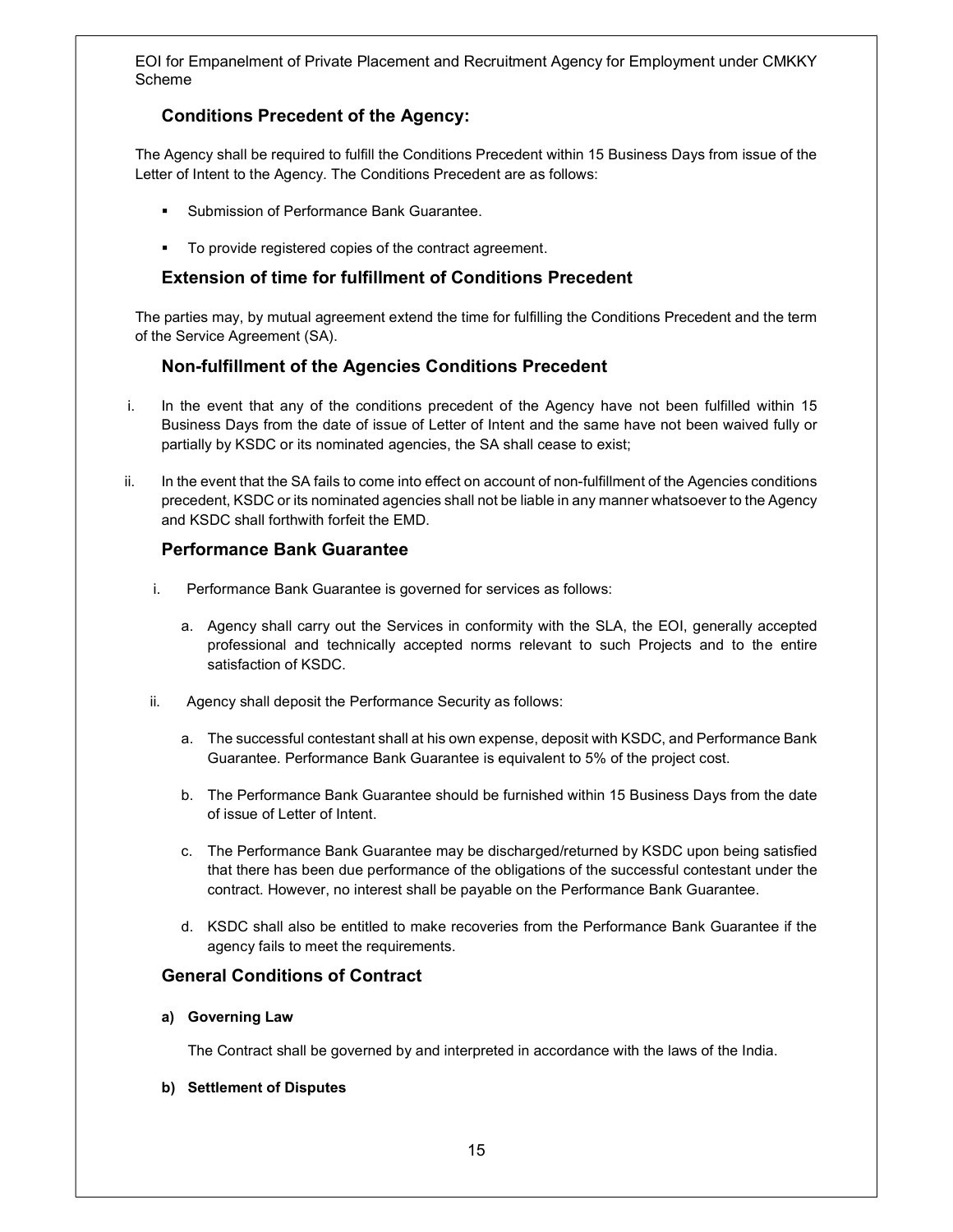### Conditions Precedent of the Agency:

The Agency shall be required to fulfill the Conditions Precedent within 15 Business Days from issue of the Letter of Intent to the Agency. The Conditions Precedent are as follows:

- Submission of Performance Bank Guarantee.
- To provide registered copies of the contract agreement.

### Extension of time for fulfillment of Conditions Precedent

The parties may, by mutual agreement extend the time for fulfilling the Conditions Precedent and the term of the Service Agreement (SA).

### Non-fulfillment of the Agencies Conditions Precedent

i. In the event that any of the conditions precedent of the Agency have not been fulfilled within 15 Business Days from the date of issue of Letter of Intent and the same have not been waived fully or partially by KSDC or its nominated agencies, the SA shall cease to exist;

ii. In the event that the SA fails to come into effect on account of non-fulfillment of the Agencies conditions precedent, KSDC or its nominated agencies shall not be liable in any manner whatsoever to the Agency and KSDC shall forthwith forfeit the EMD.

### Performance Bank Guarantee

i. Performance Bank Guarantee is governed for services as follows:

   a. Agency shall carry out the Services in conformity with the SLA, the EOI, generally accepted professional and technically accepted norms relevant to such Projects and to the entire satisfaction of KSDC.

ii. Agency shall deposit the Performance Security as follows:

   a. The successful contestant shall at his own expense, deposit with KSDC, and Performance Bank Guarantee. Performance Bank Guarantee is equivalent to 5% of the project cost.

   b. The Performance Bank Guarantee should be furnished within 15 Business Days from the date of issue of Letter of Intent.

   c. The Performance Bank Guarantee may be discharged/returned by KSDC upon being satisfied that there has been due performance of the obligations of the successful contestant under the contract. However, no interest shall be payable on the Performance Bank Guarantee.

   d. KSDC shall also be entitled to make recoveries from the Performance Bank Guarantee if the agency fails to meet the requirements.

### General Conditions of Contract

**a) Governing Law**

The Contract shall be governed by and interpreted in accordance with the laws of the India.

**b) Settlement of Disputes**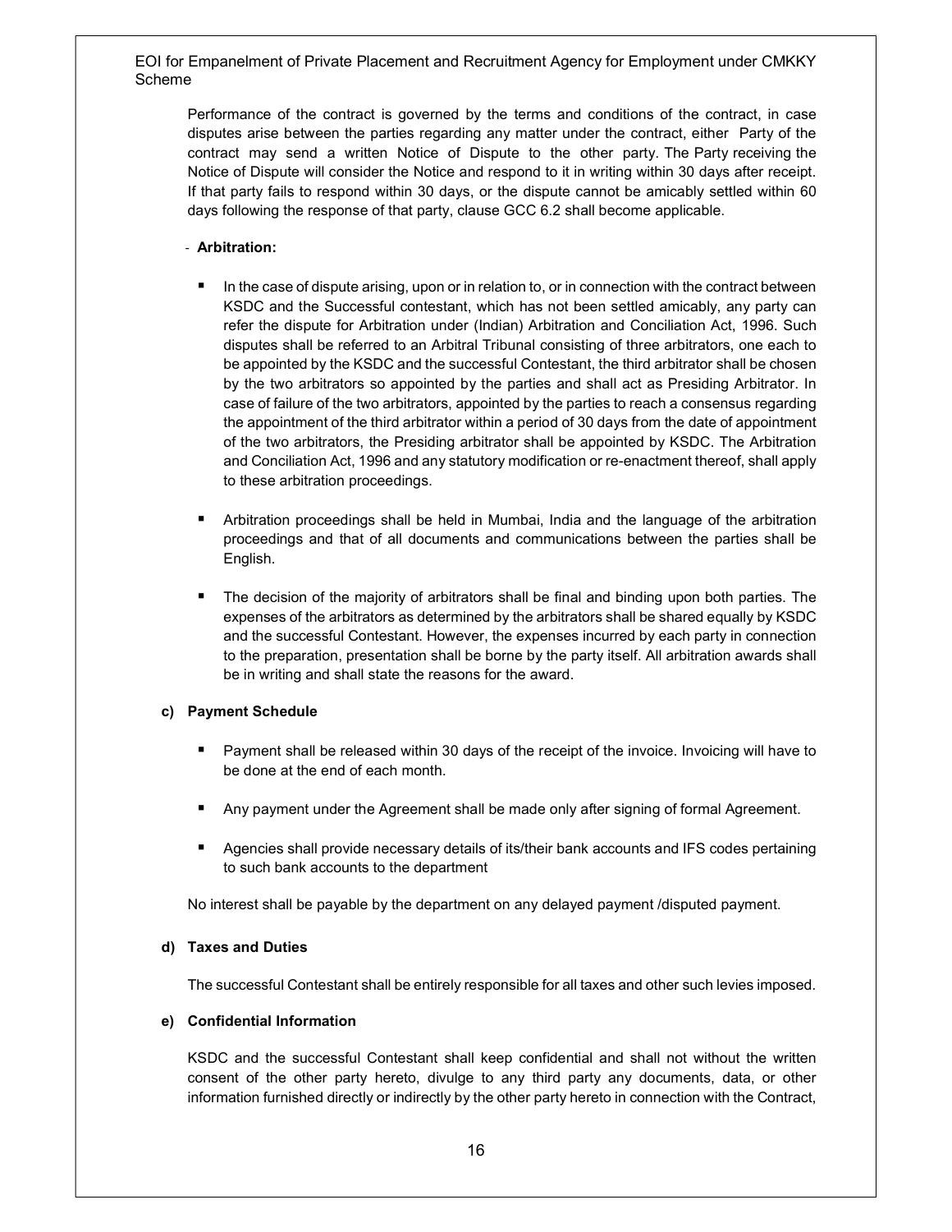Performance of the contract is governed by the terms and conditions of the contract, in case disputes arise between the parties regarding any matter under the contract, either Party of the contract may send a written Notice of Dispute to the other party. The Party receiving the Notice of Dispute will consider the Notice and respond to it in writing within 30 days after receipt. If that party fails to respond within 30 days, or the dispute cannot be amicably settled within 60 days following the response of that party, clause GCC 6.2 shall become applicable.

- **Arbitration:**

  - In the case of dispute arising, upon or in relation to, or in connection with the contract between KSDC and the Successful contestant, which has not been settled amicably, any party can refer the dispute for Arbitration under (Indian) Arbitration and Conciliation Act, 1996. Such disputes shall be referred to an Arbitral Tribunal consisting of three arbitrators, one each to be appointed by the KSDC and the successful Contestant, the third arbitrator shall be chosen by the two arbitrators so appointed by the parties and shall act as Presiding Arbitrator. In case of failure of the two arbitrators, appointed by the parties to reach a consensus regarding the appointment of the third arbitrator within a period of 30 days from the date of appointment of the two arbitrators, the Presiding arbitrator shall be appointed by KSDC. The Arbitration and Conciliation Act, 1996 and any statutory modification or re-enactment thereof, shall apply to these arbitration proceedings.

  - Arbitration proceedings shall be held in Mumbai, India and the language of the arbitration proceedings and that of all documents and communications between the parties shall be English.

  - The decision of the majority of arbitrators shall be final and binding upon both parties. The expenses of the arbitrators as determined by the arbitrators shall be shared equally by KSDC and the successful Contestant. However, the expenses incurred by each party in connection to the preparation, presentation shall be borne by the party itself. All arbitration awards shall be in writing and shall state the reasons for the award.

**c) Payment Schedule**

- Payment shall be released within 30 days of the receipt of the invoice. Invoicing will have to be done at the end of each month.

- Any payment under the Agreement shall be made only after signing of formal Agreement.

- Agencies shall provide necessary details of its/their bank accounts and IFS codes pertaining to such bank accounts to the department

No interest shall be payable by the department on any delayed payment /disputed payment.

**d) Taxes and Duties**

The successful Contestant shall be entirely responsible for all taxes and other such levies imposed.

**e) Confidential Information**

KSDC and the successful Contestant shall keep confidential and shall not without the written consent of the other party hereto, divulge to any third party any documents, data, or other information furnished directly or indirectly by the other party hereto in connection with the Contract,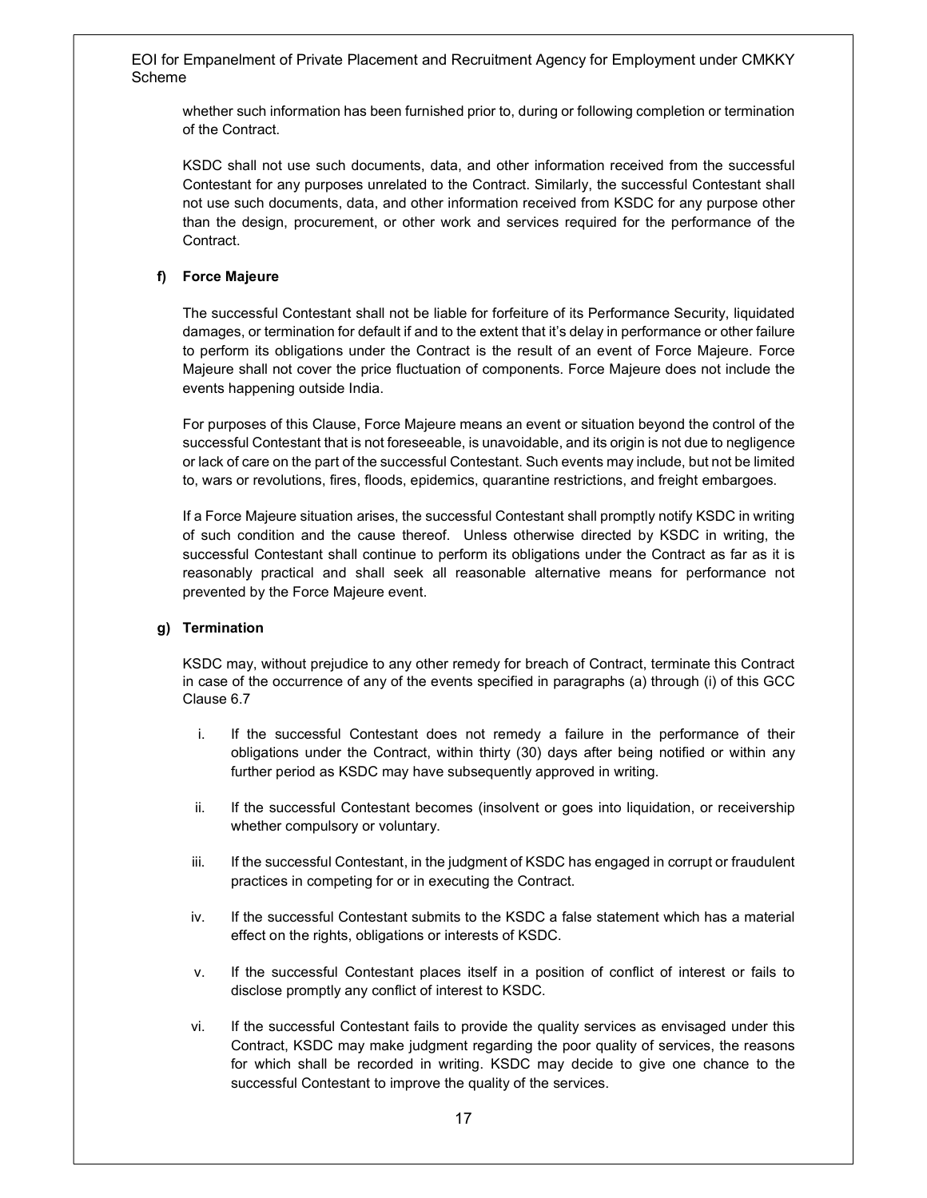whether such information has been furnished prior to, during or following completion or termination of the Contract.

KSDC shall not use such documents, data, and other information received from the successful Contestant for any purposes unrelated to the Contract. Similarly, the successful Contestant shall not use such documents, data, and other information received from KSDC for any purpose other than the design, procurement, or other work and services required for the performance of the Contract.

**f) Force Majeure**

The successful Contestant shall not be liable for forfeiture of its Performance Security, liquidated damages, or termination for default if and to the extent that it's delay in performance or other failure to perform its obligations under the Contract is the result of an event of Force Majeure. Force Majeure shall not cover the price fluctuation of components. Force Majeure does not include the events happening outside India.

For purposes of this Clause, Force Majeure means an event or situation beyond the control of the successful Contestant that is not foreseeable, is unavoidable, and its origin is not due to negligence or lack of care on the part of the successful Contestant. Such events may include, but not be limited to, wars or revolutions, fires, floods, epidemics, quarantine restrictions, and freight embargoes.

If a Force Majeure situation arises, the successful Contestant shall promptly notify KSDC in writing of such condition and the cause thereof. Unless otherwise directed by KSDC in writing, the successful Contestant shall continue to perform its obligations under the Contract as far as it is reasonably practical and shall seek all reasonable alternative means for performance not prevented by the Force Majeure event.

**g) Termination**

KSDC may, without prejudice to any other remedy for breach of Contract, terminate this Contract in case of the occurrence of any of the events specified in paragraphs (a) through (i) of this GCC Clause 6.7

i. If the successful Contestant does not remedy a failure in the performance of their obligations under the Contract, within thirty (30) days after being notified or within any further period as KSDC may have subsequently approved in writing.

ii. If the successful Contestant becomes (insolvent or goes into liquidation, or receivership whether compulsory or voluntary.

iii. If the successful Contestant, in the judgment of KSDC has engaged in corrupt or fraudulent practices in competing for or in executing the Contract.

iv. If the successful Contestant submits to the KSDC a false statement which has a material effect on the rights, obligations or interests of KSDC.

v. If the successful Contestant places itself in a position of conflict of interest or fails to disclose promptly any conflict of interest to KSDC.

vi. If the successful Contestant fails to provide the quality services as envisaged under this Contract, KSDC may make judgment regarding the poor quality of services, the reasons for which shall be recorded in writing. KSDC may decide to give one chance to the successful Contestant to improve the quality of the services.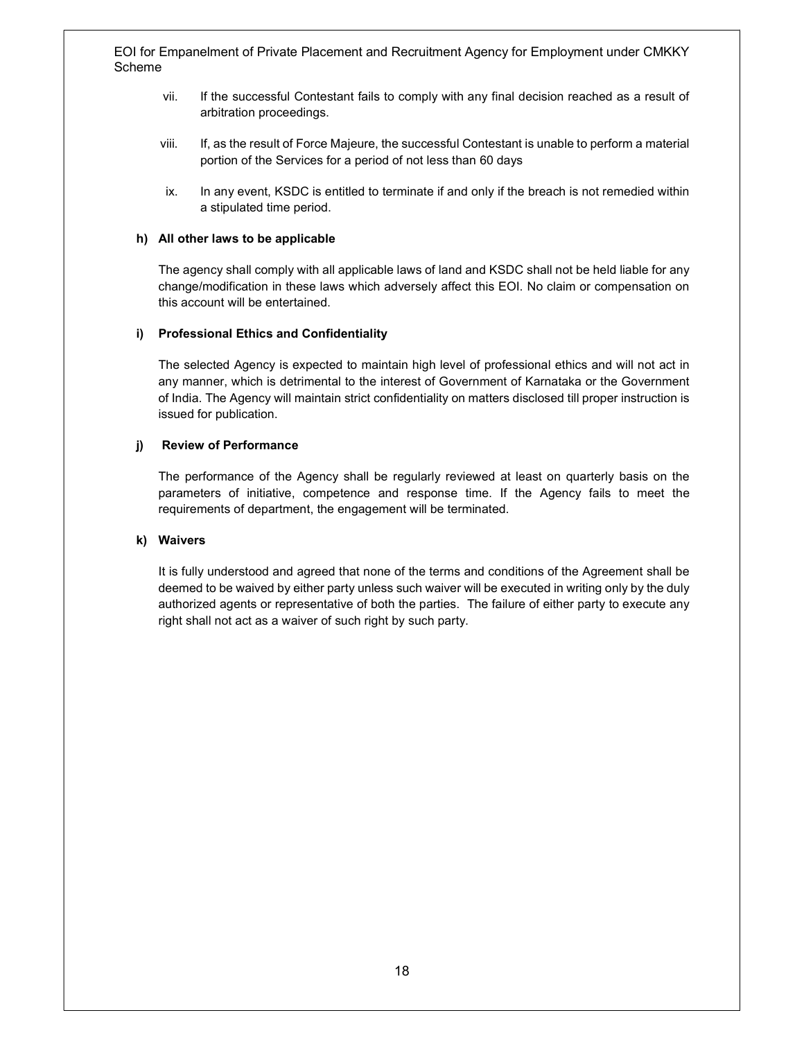vii. If the successful Contestant fails to comply with any final decision reached as a result of arbitration proceedings.

viii. If, as the result of Force Majeure, the successful Contestant is unable to perform a material portion of the Services for a period of not less than 60 days

ix. In any event, KSDC is entitled to terminate if and only if the breach is not remedied within a stipulated time period.

**h) All other laws to be applicable**

The agency shall comply with all applicable laws of land and KSDC shall not be held liable for any change/modification in these laws which adversely affect this EOI. No claim or compensation on this account will be entertained.

**i) Professional Ethics and Confidentiality**

The selected Agency is expected to maintain high level of professional ethics and will not act in any manner, which is detrimental to the interest of Government of Karnataka or the Government of India. The Agency will maintain strict confidentiality on matters disclosed till proper instruction is issued for publication.

**j) Review of Performance**

The performance of the Agency shall be regularly reviewed at least on quarterly basis on the parameters of initiative, competence and response time. If the Agency fails to meet the requirements of department, the engagement will be terminated.

**k) Waivers**

It is fully understood and agreed that none of the terms and conditions of the Agreement shall be deemed to be waived by either party unless such waiver will be executed in writing only by the duly authorized agents or representative of both the parties. The failure of either party to execute any right shall not act as a waiver of such right by such party.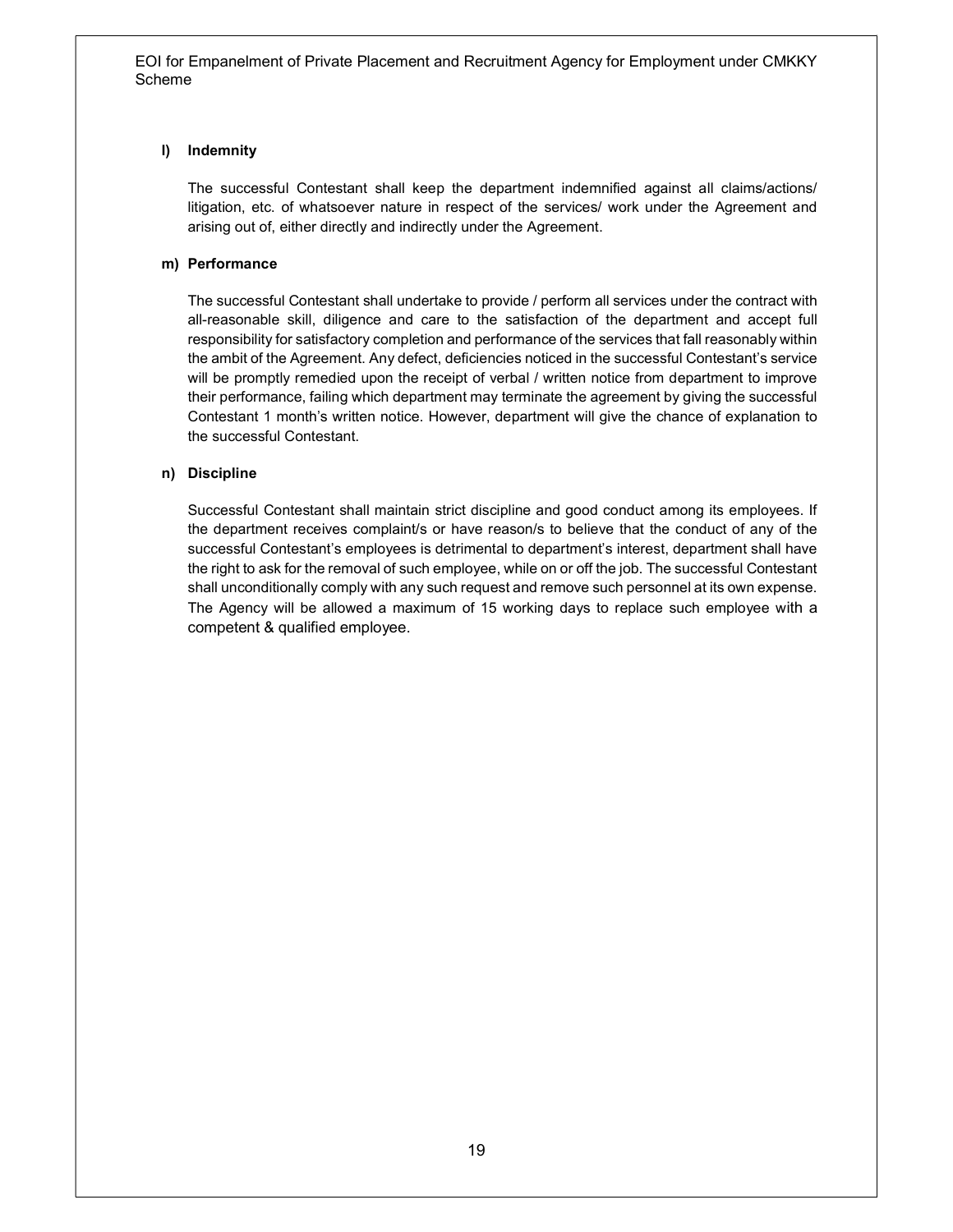**l) Indemnity**

The successful Contestant shall keep the department indemnified against all claims/actions/ litigation, etc. of whatsoever nature in respect of the services/ work under the Agreement and arising out of, either directly and indirectly under the Agreement.

**m) Performance**

The successful Contestant shall undertake to provide / perform all services under the contract with all-reasonable skill, diligence and care to the satisfaction of the department and accept full responsibility for satisfactory completion and performance of the services that fall reasonably within the ambit of the Agreement. Any defect, deficiencies noticed in the successful Contestant's service will be promptly remedied upon the receipt of verbal / written notice from department to improve their performance, failing which department may terminate the agreement by giving the successful Contestant 1 month's written notice. However, department will give the chance of explanation to the successful Contestant.

**n) Discipline**

Successful Contestant shall maintain strict discipline and good conduct among its employees. If the department receives complaint/s or have reason/s to believe that the conduct of any of the successful Contestant's employees is detrimental to department's interest, department shall have the right to ask for the removal of such employee, while on or off the job. The successful Contestant shall unconditionally comply with any such request and remove such personnel at its own expense. The Agency will be allowed a maximum of 15 working days to replace such employee with a competent & qualified employee.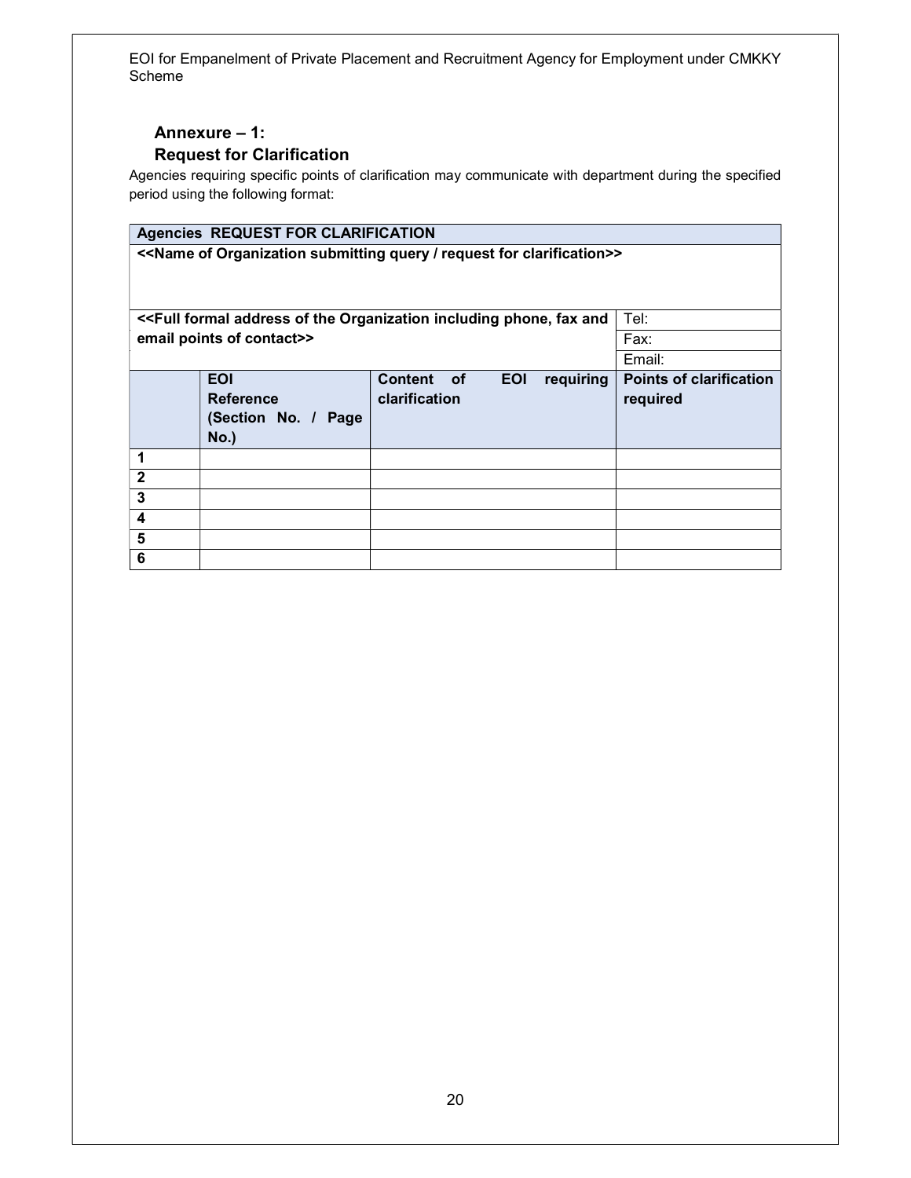## Annexure – 1:
## Request for Clarification

Agencies requiring specific points of clarification may communicate with department during the specified period using the following format:

| **Agencies REQUEST FOR CLARIFICATION** | | | |
|---|---|---|---|
| **<<Name of Organization submitting query / request for clarification>>** | | | |
| **<<Full formal address of the Organization including phone, fax and email points of contact>>** | | | Tel: |
| | | | Fax: |
| | | | Email: |
| | **EOI Reference (Section No. / Page No.)** | **Content of EOI requiring clarification** | **Points of clarification required** |
| **1** | | | |
| **2** | | | |
| **3** | | | |
| **4** | | | |
| **5** | | | |
| **6** | | | |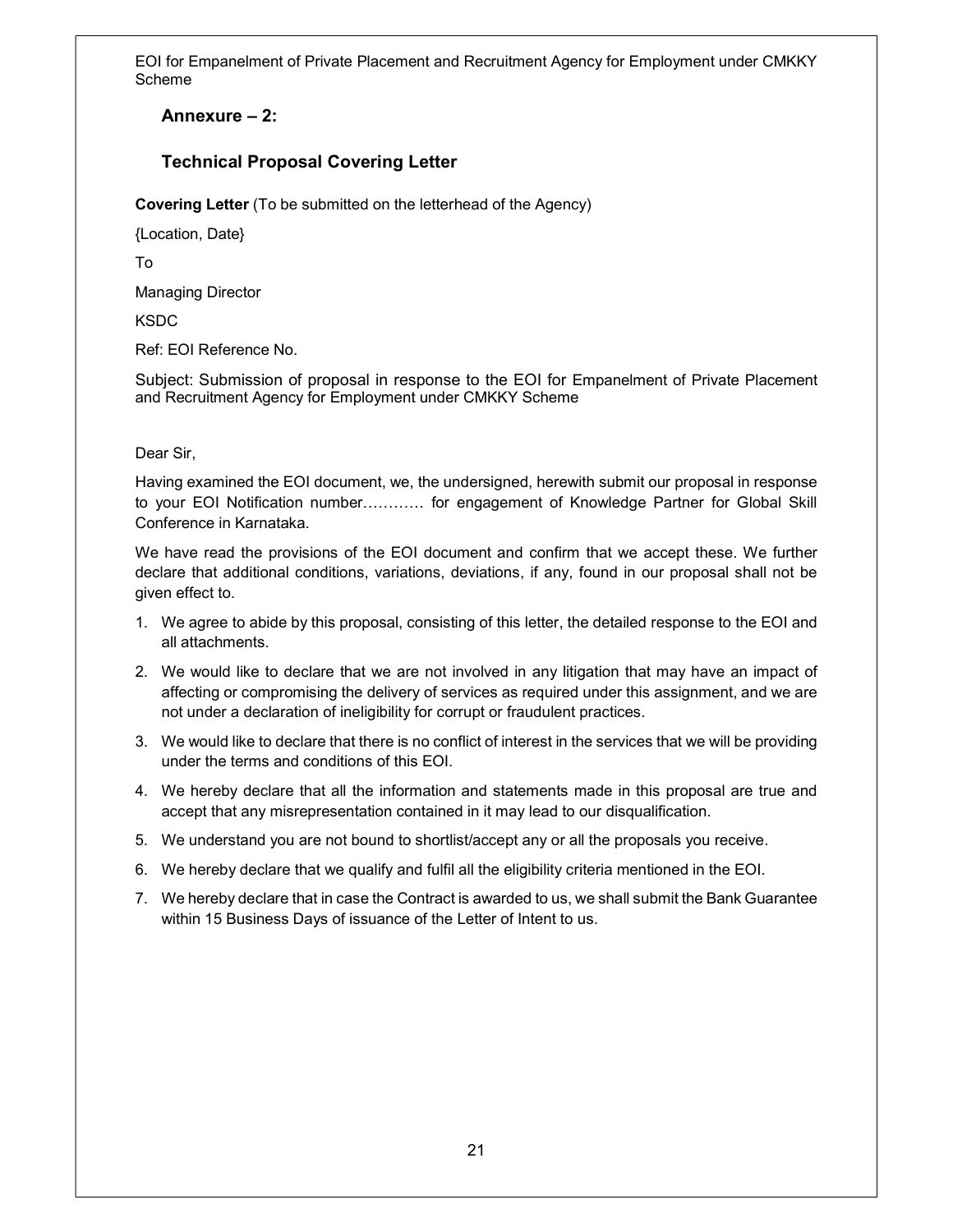## Annexure – 2:

## Technical Proposal Covering Letter

**Covering Letter** (To be submitted on the letterhead of the Agency)

{Location, Date}

To

Managing Director

KSDC

Ref: EOI Reference No.

Subject: Submission of proposal in response to the EOI for Empanelment of Private Placement and Recruitment Agency for Employment under CMKKY Scheme

Dear Sir,

Having examined the EOI document, we, the undersigned, herewith submit our proposal in response to your EOI Notification number………… for engagement of Knowledge Partner for Global Skill Conference in Karnataka.

We have read the provisions of the EOI document and confirm that we accept these. We further declare that additional conditions, variations, deviations, if any, found in our proposal shall not be given effect to.

1. We agree to abide by this proposal, consisting of this letter, the detailed response to the EOI and all attachments.
2. We would like to declare that we are not involved in any litigation that may have an impact of affecting or compromising the delivery of services as required under this assignment, and we are not under a declaration of ineligibility for corrupt or fraudulent practices.
3. We would like to declare that there is no conflict of interest in the services that we will be providing under the terms and conditions of this EOI.
4. We hereby declare that all the information and statements made in this proposal are true and accept that any misrepresentation contained in it may lead to our disqualification.
5. We understand you are not bound to shortlist/accept any or all the proposals you receive.
6. We hereby declare that we qualify and fulfil all the eligibility criteria mentioned in the EOI.
7. We hereby declare that in case the Contract is awarded to us, we shall submit the Bank Guarantee within 15 Business Days of issuance of the Letter of Intent to us.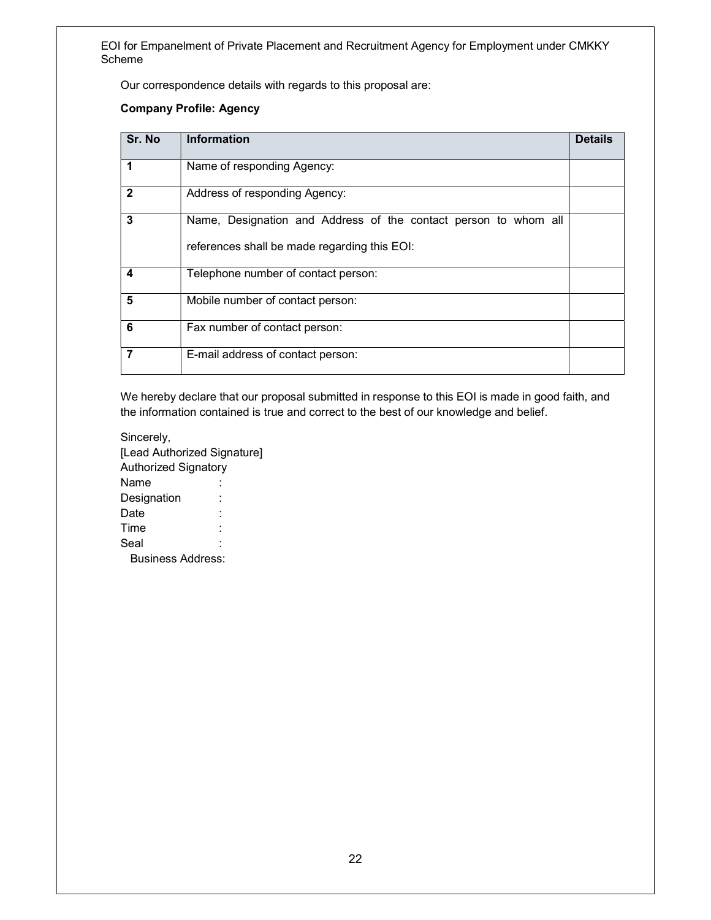Our correspondence details with regards to this proposal are:

**Company Profile: Agency**

| Sr. No | Information | Details |
|---|---|---|
| **1** | Name of responding Agency: | |
| **2** | Address of responding Agency: | |
| **3** | Name, Designation and Address of the contact person to whom all references shall be made regarding this EOI: | |
| **4** | Telephone number of contact person: | |
| **5** | Mobile number of contact person: | |
| **6** | Fax number of contact person: | |
| **7** | E-mail address of contact person: | |

We hereby declare that our proposal submitted in response to this EOI is made in good faith, and the information contained is true and correct to the best of our knowledge and belief.

Sincerely,
[Lead Authorized Signature]
Authorized Signatory
Name :
Designation :
Date :
Time :
Seal :
Business Address: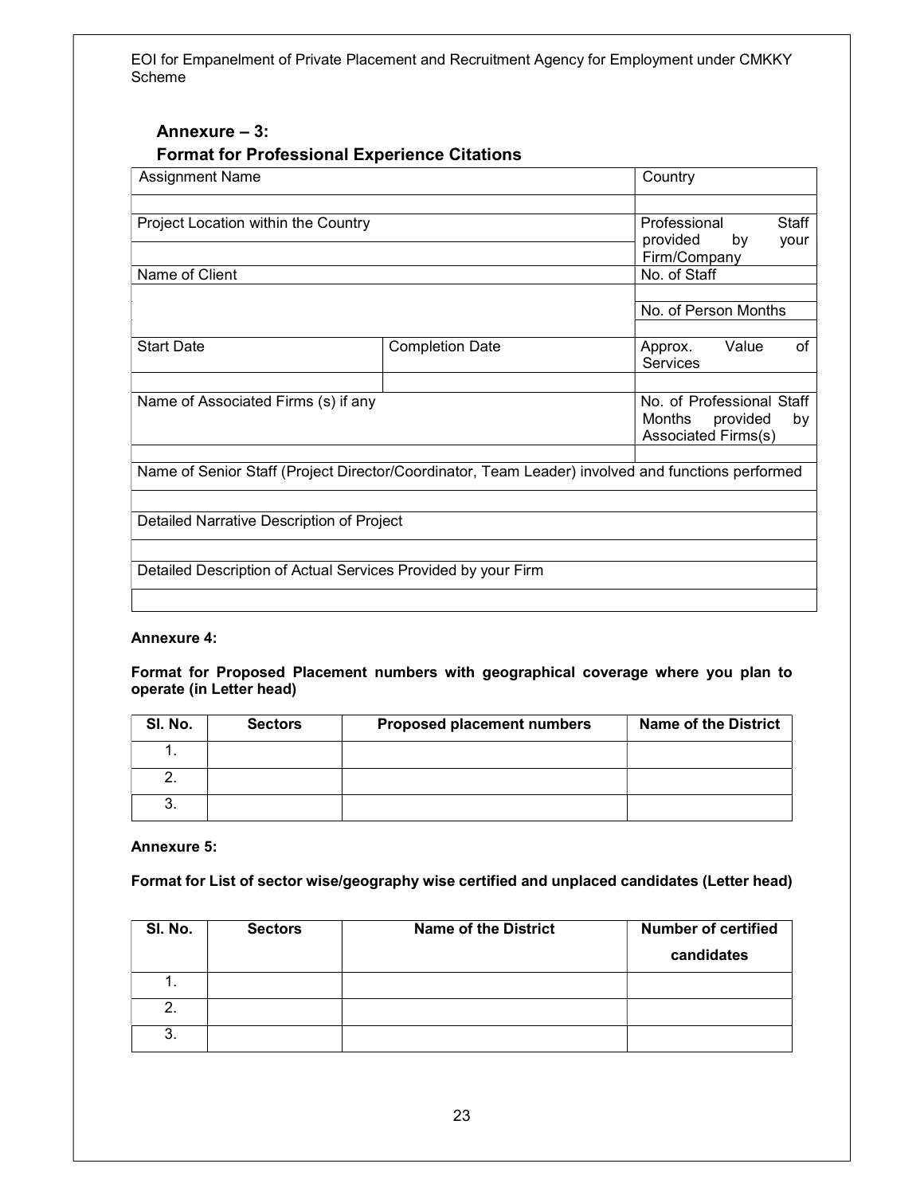## Annexure – 3:

## Format for Professional Experience Citations

| Assignment Name | | Country |
|---|---|---|
| | | |
| Project Location within the Country | | Professional Staff provided by your Firm/Company |
| | | |
| Name of Client | | No. of Staff |
| | | |
| | | No. of Person Months |
| | | |
| Start Date | Completion Date | Approx. Value of Services |
| | | |
| Name of Associated Firms (s) if any | | No. of Professional Staff Months provided by Associated Firms(s) |
| | | |
| Name of Senior Staff (Project Director/Coordinator, Team Leader) involved and functions performed | | |
| | | |
| Detailed Narrative Description of Project | | |
| | | |
| Detailed Description of Actual Services Provided by your Firm | | |
| | | |

**Annexure 4:**

**Format for Proposed Placement numbers with geographical coverage where you plan to operate (in Letter head)**

| Sl. No. | Sectors | Proposed placement numbers | Name of the District |
|---|---|---|---|
| 1. | | | |
| 2. | | | |
| 3. | | | |

**Annexure 5:**

**Format for List of sector wise/geography wise certified and unplaced candidates (Letter head)**

| Sl. No. | Sectors | Name of the District | Number of certified candidates |
|---|---|---|---|
| 1. | | | |
| 2. | | | |
| 3. | | | |